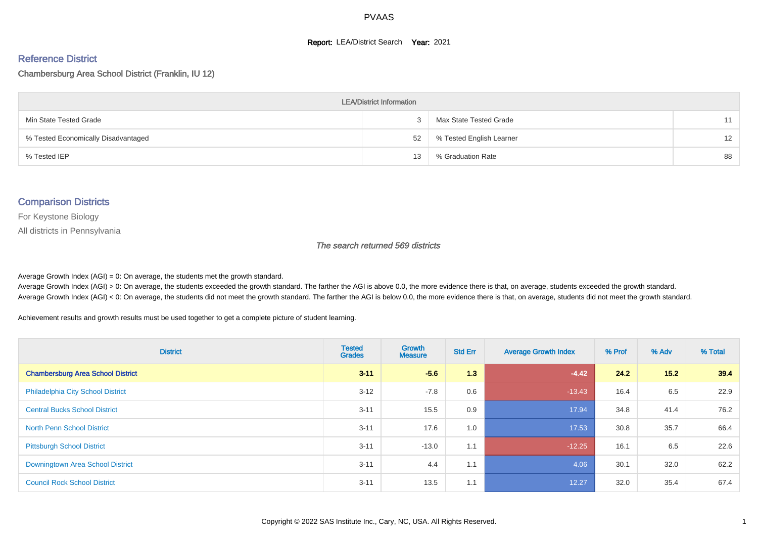# PVAAS

**Report:** LEA/District Search **Year:** 2021

## Reference District

Chambersburg Area School District (Franklin, IU 12)

| LEA/District Information | | | |
|---|---|---|---|
| Min State Tested Grade | 3 | Max State Tested Grade | 11 |
| % Tested Economically Disadvantaged | 52 | % Tested English Learner | 12 |
| % Tested IEP | 13 | % Graduation Rate | 88 |

## Comparison Districts

For Keystone Biology

All districts in Pennsylvania

*The search returned 569 districts*

Average Growth Index (AGI) = 0: On average, the students met the growth standard.
Average Growth Index (AGI) > 0: On average, the students exceeded the growth standard. The farther the AGI is above 0.0, the more evidence there is that, on average, students exceeded the growth standard.
Average Growth Index (AGI) < 0: On average, the students did not meet the growth standard. The farther the AGI is below 0.0, the more evidence there is that, on average, students did not meet the growth standard.

Achievement results and growth results must be used together to get a complete picture of student learning.

| District | Tested Grades | Growth Measure | Std Err | Average Growth Index | % Prof | % Adv | % Total |
|---|---|---|---|---|---|---|---|
| **Chambersburg Area School District** | **3-11** | **-5.6** | **1.3** | **-4.42** | **24.2** | **15.2** | **39.4** |
| Philadelphia City School District | 3-12 | -7.8 | 0.6 | -13.43 | 16.4 | 6.5 | 22.9 |
| Central Bucks School District | 3-11 | 15.5 | 0.9 | 17.94 | 34.8 | 41.4 | 76.2 |
| North Penn School District | 3-11 | 17.6 | 1.0 | 17.53 | 30.8 | 35.7 | 66.4 |
| Pittsburgh School District | 3-11 | -13.0 | 1.1 | -12.25 | 16.1 | 6.5 | 22.6 |
| Downingtown Area School District | 3-11 | 4.4 | 1.1 | 4.06 | 30.1 | 32.0 | 62.2 |
| Council Rock School District | 3-11 | 13.5 | 1.1 | 12.27 | 32.0 | 35.4 | 67.4 |

Copyright © 2022 SAS Institute Inc., Cary, NC, USA. All Rights Reserved.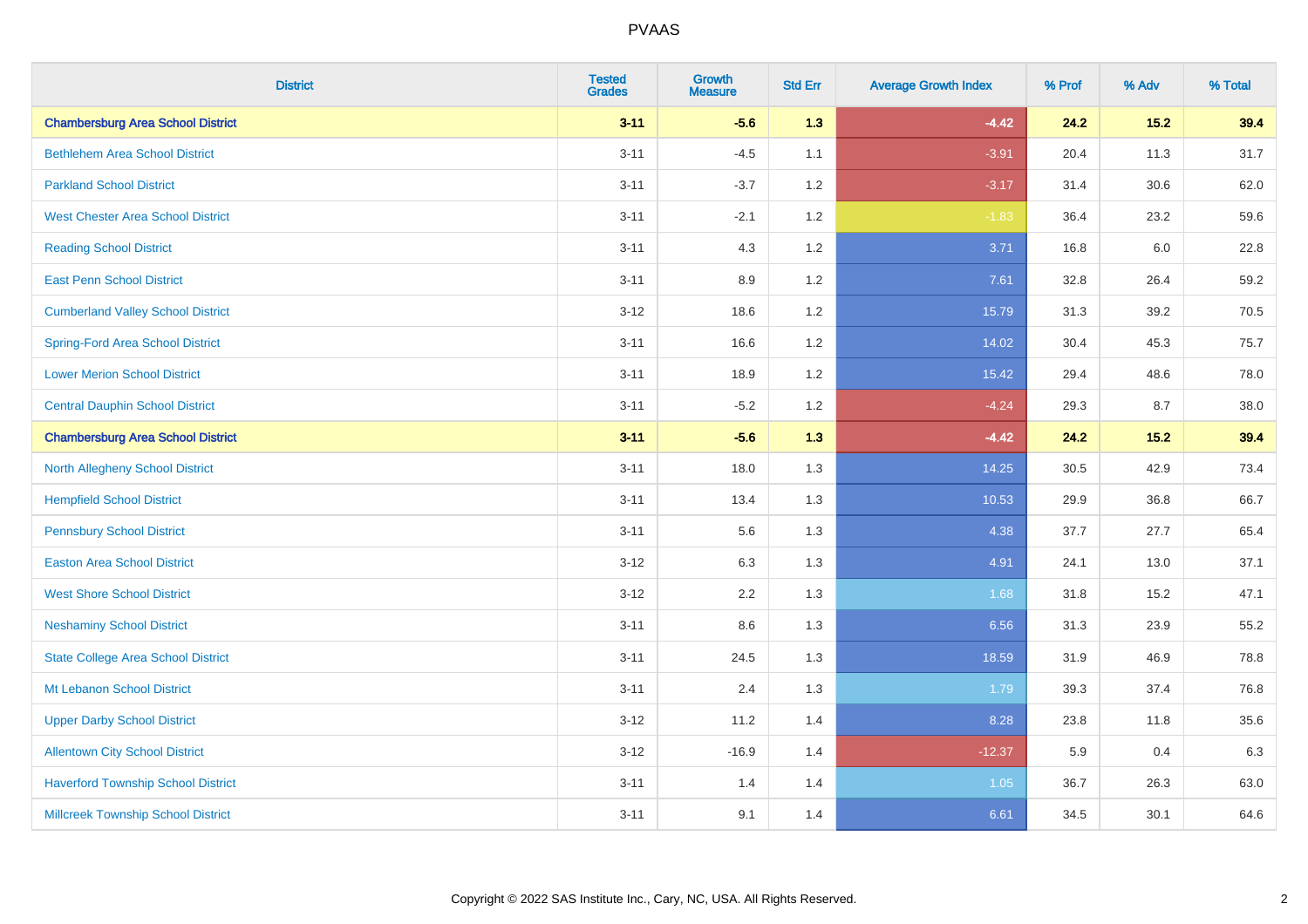# PVAAS

| District | Tested Grades | Growth Measure | Std Err | Average Growth Index | % Prof | % Adv | % Total |
|---|---|---|---|---|---|---|---|
| **Chambersburg Area School District** | **3-11** | **-5.6** | **1.3** | **-4.42** | **24.2** | **15.2** | **39.4** |
| Bethlehem Area School District | 3-11 | -4.5 | 1.1 | -3.91 | 20.4 | 11.3 | 31.7 |
| Parkland School District | 3-11 | -3.7 | 1.2 | -3.17 | 31.4 | 30.6 | 62.0 |
| West Chester Area School District | 3-11 | -2.1 | 1.2 | -1.83 | 36.4 | 23.2 | 59.6 |
| Reading School District | 3-11 | 4.3 | 1.2 | 3.71 | 16.8 | 6.0 | 22.8 |
| East Penn School District | 3-11 | 8.9 | 1.2 | 7.61 | 32.8 | 26.4 | 59.2 |
| Cumberland Valley School District | 3-12 | 18.6 | 1.2 | 15.79 | 31.3 | 39.2 | 70.5 |
| Spring-Ford Area School District | 3-11 | 16.6 | 1.2 | 14.02 | 30.4 | 45.3 | 75.7 |
| Lower Merion School District | 3-11 | 18.9 | 1.2 | 15.42 | 29.4 | 48.6 | 78.0 |
| Central Dauphin School District | 3-11 | -5.2 | 1.2 | -4.24 | 29.3 | 8.7 | 38.0 |
| **Chambersburg Area School District** | **3-11** | **-5.6** | **1.3** | **-4.42** | **24.2** | **15.2** | **39.4** |
| North Allegheny School District | 3-11 | 18.0 | 1.3 | 14.25 | 30.5 | 42.9 | 73.4 |
| Hempfield School District | 3-11 | 13.4 | 1.3 | 10.53 | 29.9 | 36.8 | 66.7 |
| Pennsbury School District | 3-11 | 5.6 | 1.3 | 4.38 | 37.7 | 27.7 | 65.4 |
| Easton Area School District | 3-12 | 6.3 | 1.3 | 4.91 | 24.1 | 13.0 | 37.1 |
| West Shore School District | 3-12 | 2.2 | 1.3 | 1.68 | 31.8 | 15.2 | 47.1 |
| Neshaminy School District | 3-11 | 8.6 | 1.3 | 6.56 | 31.3 | 23.9 | 55.2 |
| State College Area School District | 3-11 | 24.5 | 1.3 | 18.59 | 31.9 | 46.9 | 78.8 |
| Mt Lebanon School District | 3-11 | 2.4 | 1.3 | 1.79 | 39.3 | 37.4 | 76.8 |
| Upper Darby School District | 3-12 | 11.2 | 1.4 | 8.28 | 23.8 | 11.8 | 35.6 |
| Allentown City School District | 3-12 | -16.9 | 1.4 | -12.37 | 5.9 | 0.4 | 6.3 |
| Haverford Township School District | 3-11 | 1.4 | 1.4 | 1.05 | 36.7 | 26.3 | 63.0 |
| Millcreek Township School District | 3-11 | 9.1 | 1.4 | 6.61 | 34.5 | 30.1 | 64.6 |

Copyright © 2022 SAS Institute Inc., Cary, NC, USA. All Rights Reserved.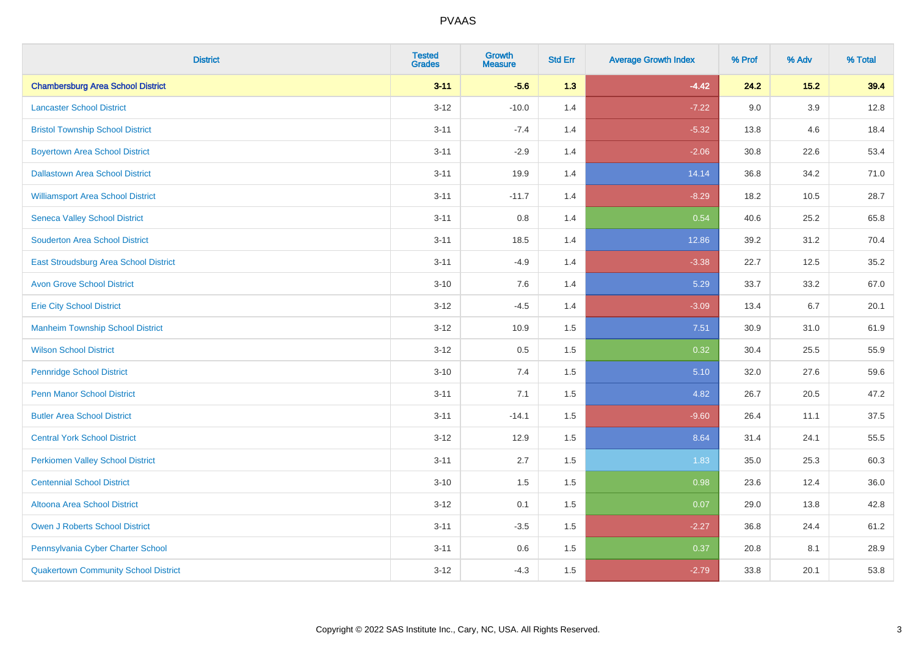| District | Tested Grades | Growth Measure | Std Err | Average Growth Index | % Prof | % Adv | % Total |
|---|---|---|---|---|---|---|---|
| **Chambersburg Area School District** | **3-11** | **-5.6** | **1.3** | **-4.42** | **24.2** | **15.2** | **39.4** |
| Lancaster School District | 3-12 | -10.0 | 1.4 | -7.22 | 9.0 | 3.9 | 12.8 |
| Bristol Township School District | 3-11 | -7.4 | 1.4 | -5.32 | 13.8 | 4.6 | 18.4 |
| Boyertown Area School District | 3-11 | -2.9 | 1.4 | -2.06 | 30.8 | 22.6 | 53.4 |
| Dallastown Area School District | 3-11 | 19.9 | 1.4 | 14.14 | 36.8 | 34.2 | 71.0 |
| Williamsport Area School District | 3-11 | -11.7 | 1.4 | -8.29 | 18.2 | 10.5 | 28.7 |
| Seneca Valley School District | 3-11 | 0.8 | 1.4 | 0.54 | 40.6 | 25.2 | 65.8 |
| Souderton Area School District | 3-11 | 18.5 | 1.4 | 12.86 | 39.2 | 31.2 | 70.4 |
| East Stroudsburg Area School District | 3-11 | -4.9 | 1.4 | -3.38 | 22.7 | 12.5 | 35.2 |
| Avon Grove School District | 3-10 | 7.6 | 1.4 | 5.29 | 33.7 | 33.2 | 67.0 |
| Erie City School District | 3-12 | -4.5 | 1.4 | -3.09 | 13.4 | 6.7 | 20.1 |
| Manheim Township School District | 3-12 | 10.9 | 1.5 | 7.51 | 30.9 | 31.0 | 61.9 |
| Wilson School District | 3-12 | 0.5 | 1.5 | 0.32 | 30.4 | 25.5 | 55.9 |
| Pennridge School District | 3-10 | 7.4 | 1.5 | 5.10 | 32.0 | 27.6 | 59.6 |
| Penn Manor School District | 3-11 | 7.1 | 1.5 | 4.82 | 26.7 | 20.5 | 47.2 |
| Butler Area School District | 3-11 | -14.1 | 1.5 | -9.60 | 26.4 | 11.1 | 37.5 |
| Central York School District | 3-12 | 12.9 | 1.5 | 8.64 | 31.4 | 24.1 | 55.5 |
| Perkiomen Valley School District | 3-11 | 2.7 | 1.5 | 1.83 | 35.0 | 25.3 | 60.3 |
| Centennial School District | 3-10 | 1.5 | 1.5 | 0.98 | 23.6 | 12.4 | 36.0 |
| Altoona Area School District | 3-12 | 0.1 | 1.5 | 0.07 | 29.0 | 13.8 | 42.8 |
| Owen J Roberts School District | 3-11 | -3.5 | 1.5 | -2.27 | 36.8 | 24.4 | 61.2 |
| Pennsylvania Cyber Charter School | 3-11 | 0.6 | 1.5 | 0.37 | 20.8 | 8.1 | 28.9 |
| Quakertown Community School District | 3-12 | -4.3 | 1.5 | -2.79 | 33.8 | 20.1 | 53.8 |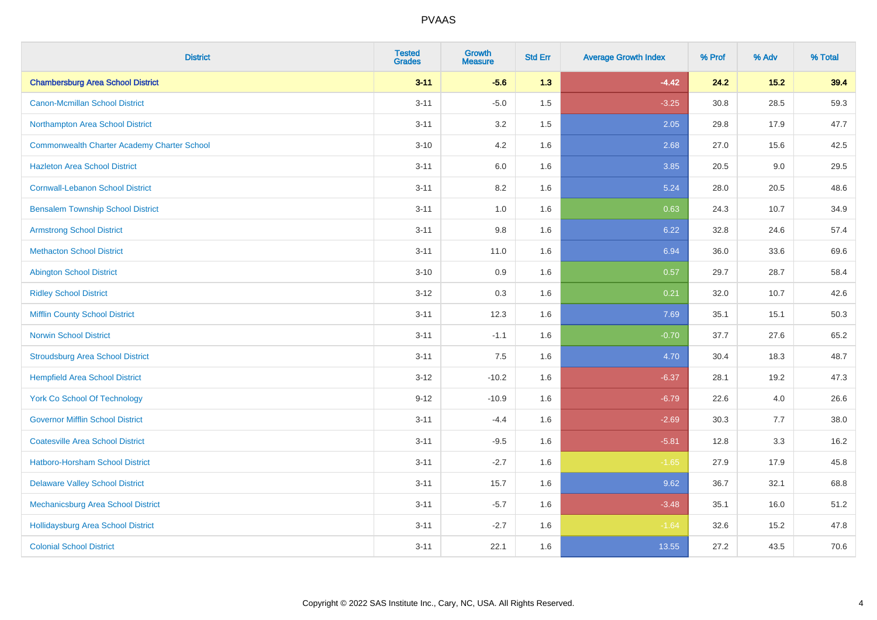| District | Tested Grades | Growth Measure | Std Err | Average Growth Index | % Prof | % Adv | % Total |
|---|---|---|---|---|---|---|---|
| **Chambersburg Area School District** | **3-11** | **-5.6** | **1.3** | **-4.42** | **24.2** | **15.2** | **39.4** |
| Canon-Mcmillan School District | 3-11 | -5.0 | 1.5 | -3.25 | 30.8 | 28.5 | 59.3 |
| Northampton Area School District | 3-11 | 3.2 | 1.5 | 2.05 | 29.8 | 17.9 | 47.7 |
| Commonwealth Charter Academy Charter School | 3-10 | 4.2 | 1.6 | 2.68 | 27.0 | 15.6 | 42.5 |
| Hazleton Area School District | 3-11 | 6.0 | 1.6 | 3.85 | 20.5 | 9.0 | 29.5 |
| Cornwall-Lebanon School District | 3-11 | 8.2 | 1.6 | 5.24 | 28.0 | 20.5 | 48.6 |
| Bensalem Township School District | 3-11 | 1.0 | 1.6 | 0.63 | 24.3 | 10.7 | 34.9 |
| Armstrong School District | 3-11 | 9.8 | 1.6 | 6.22 | 32.8 | 24.6 | 57.4 |
| Methacton School District | 3-11 | 11.0 | 1.6 | 6.94 | 36.0 | 33.6 | 69.6 |
| Abington School District | 3-10 | 0.9 | 1.6 | 0.57 | 29.7 | 28.7 | 58.4 |
| Ridley School District | 3-12 | 0.3 | 1.6 | 0.21 | 32.0 | 10.7 | 42.6 |
| Mifflin County School District | 3-11 | 12.3 | 1.6 | 7.69 | 35.1 | 15.1 | 50.3 |
| Norwin School District | 3-11 | -1.1 | 1.6 | -0.70 | 37.7 | 27.6 | 65.2 |
| Stroudsburg Area School District | 3-11 | 7.5 | 1.6 | 4.70 | 30.4 | 18.3 | 48.7 |
| Hempfield Area School District | 3-12 | -10.2 | 1.6 | -6.37 | 28.1 | 19.2 | 47.3 |
| York Co School Of Technology | 9-12 | -10.9 | 1.6 | -6.79 | 22.6 | 4.0 | 26.6 |
| Governor Mifflin School District | 3-11 | -4.4 | 1.6 | -2.69 | 30.3 | 7.7 | 38.0 |
| Coatesville Area School District | 3-11 | -9.5 | 1.6 | -5.81 | 12.8 | 3.3 | 16.2 |
| Hatboro-Horsham School District | 3-11 | -2.7 | 1.6 | -1.65 | 27.9 | 17.9 | 45.8 |
| Delaware Valley School District | 3-11 | 15.7 | 1.6 | 9.62 | 36.7 | 32.1 | 68.8 |
| Mechanicsburg Area School District | 3-11 | -5.7 | 1.6 | -3.48 | 35.1 | 16.0 | 51.2 |
| Hollidaysburg Area School District | 3-11 | -2.7 | 1.6 | -1.64 | 32.6 | 15.2 | 47.8 |
| Colonial School District | 3-11 | 22.1 | 1.6 | 13.55 | 27.2 | 43.5 | 70.6 |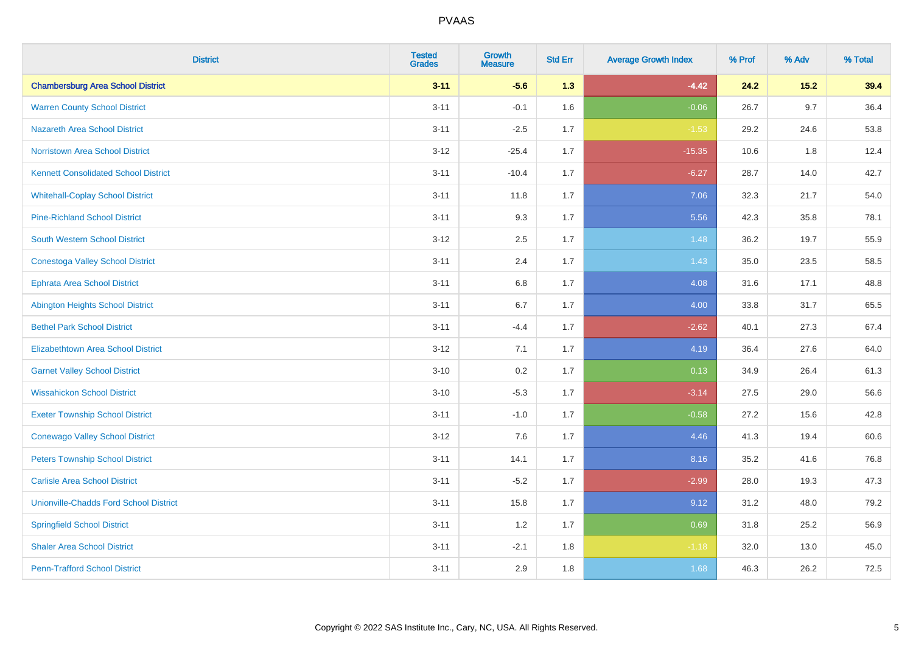| District | Tested Grades | Growth Measure | Std Err | Average Growth Index | % Prof | % Adv | % Total |
|---|---|---|---|---|---|---|---|
| **Chambersburg Area School District** | **3-11** | **-5.6** | **1.3** | **-4.42** | **24.2** | **15.2** | **39.4** |
| Warren County School District | 3-11 | -0.1 | 1.6 | -0.06 | 26.7 | 9.7 | 36.4 |
| Nazareth Area School District | 3-11 | -2.5 | 1.7 | -1.53 | 29.2 | 24.6 | 53.8 |
| Norristown Area School District | 3-12 | -25.4 | 1.7 | -15.35 | 10.6 | 1.8 | 12.4 |
| Kennett Consolidated School District | 3-11 | -10.4 | 1.7 | -6.27 | 28.7 | 14.0 | 42.7 |
| Whitehall-Coplay School District | 3-11 | 11.8 | 1.7 | 7.06 | 32.3 | 21.7 | 54.0 |
| Pine-Richland School District | 3-11 | 9.3 | 1.7 | 5.56 | 42.3 | 35.8 | 78.1 |
| South Western School District | 3-12 | 2.5 | 1.7 | 1.48 | 36.2 | 19.7 | 55.9 |
| Conestoga Valley School District | 3-11 | 2.4 | 1.7 | 1.43 | 35.0 | 23.5 | 58.5 |
| Ephrata Area School District | 3-11 | 6.8 | 1.7 | 4.08 | 31.6 | 17.1 | 48.8 |
| Abington Heights School District | 3-11 | 6.7 | 1.7 | 4.00 | 33.8 | 31.7 | 65.5 |
| Bethel Park School District | 3-11 | -4.4 | 1.7 | -2.62 | 40.1 | 27.3 | 67.4 |
| Elizabethtown Area School District | 3-12 | 7.1 | 1.7 | 4.19 | 36.4 | 27.6 | 64.0 |
| Garnet Valley School District | 3-10 | 0.2 | 1.7 | 0.13 | 34.9 | 26.4 | 61.3 |
| Wissahickon School District | 3-10 | -5.3 | 1.7 | -3.14 | 27.5 | 29.0 | 56.6 |
| Exeter Township School District | 3-11 | -1.0 | 1.7 | -0.58 | 27.2 | 15.6 | 42.8 |
| Conewago Valley School District | 3-12 | 7.6 | 1.7 | 4.46 | 41.3 | 19.4 | 60.6 |
| Peters Township School District | 3-11 | 14.1 | 1.7 | 8.16 | 35.2 | 41.6 | 76.8 |
| Carlisle Area School District | 3-11 | -5.2 | 1.7 | -2.99 | 28.0 | 19.3 | 47.3 |
| Unionville-Chadds Ford School District | 3-11 | 15.8 | 1.7 | 9.12 | 31.2 | 48.0 | 79.2 |
| Springfield School District | 3-11 | 1.2 | 1.7 | 0.69 | 31.8 | 25.2 | 56.9 |
| Shaler Area School District | 3-11 | -2.1 | 1.8 | -1.18 | 32.0 | 13.0 | 45.0 |
| Penn-Trafford School District | 3-11 | 2.9 | 1.8 | 1.68 | 46.3 | 26.2 | 72.5 |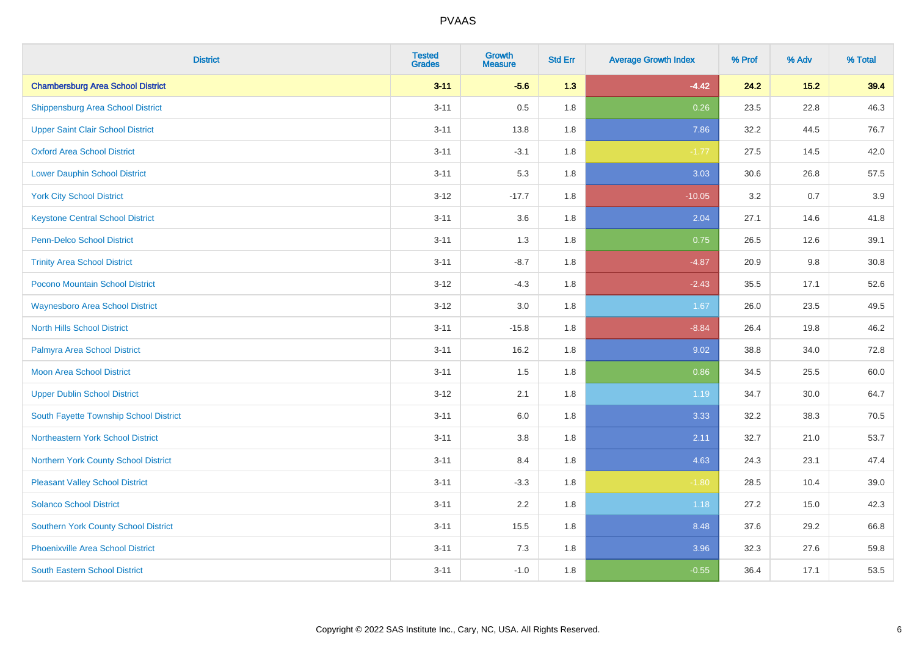| District | Tested Grades | Growth Measure | Std Err | Average Growth Index | % Prof | % Adv | % Total |
|---|---|---|---|---|---|---|---|
| **Chambersburg Area School District** | **3-11** | **-5.6** | **1.3** | **-4.42** | **24.2** | **15.2** | **39.4** |
| Shippensburg Area School District | 3-11 | 0.5 | 1.8 | 0.26 | 23.5 | 22.8 | 46.3 |
| Upper Saint Clair School District | 3-11 | 13.8 | 1.8 | 7.86 | 32.2 | 44.5 | 76.7 |
| Oxford Area School District | 3-11 | -3.1 | 1.8 | -1.77 | 27.5 | 14.5 | 42.0 |
| Lower Dauphin School District | 3-11 | 5.3 | 1.8 | 3.03 | 30.6 | 26.8 | 57.5 |
| York City School District | 3-12 | -17.7 | 1.8 | -10.05 | 3.2 | 0.7 | 3.9 |
| Keystone Central School District | 3-11 | 3.6 | 1.8 | 2.04 | 27.1 | 14.6 | 41.8 |
| Penn-Delco School District | 3-11 | 1.3 | 1.8 | 0.75 | 26.5 | 12.6 | 39.1 |
| Trinity Area School District | 3-11 | -8.7 | 1.8 | -4.87 | 20.9 | 9.8 | 30.8 |
| Pocono Mountain School District | 3-12 | -4.3 | 1.8 | -2.43 | 35.5 | 17.1 | 52.6 |
| Waynesboro Area School District | 3-12 | 3.0 | 1.8 | 1.67 | 26.0 | 23.5 | 49.5 |
| North Hills School District | 3-11 | -15.8 | 1.8 | -8.84 | 26.4 | 19.8 | 46.2 |
| Palmyra Area School District | 3-11 | 16.2 | 1.8 | 9.02 | 38.8 | 34.0 | 72.8 |
| Moon Area School District | 3-11 | 1.5 | 1.8 | 0.86 | 34.5 | 25.5 | 60.0 |
| Upper Dublin School District | 3-12 | 2.1 | 1.8 | 1.19 | 34.7 | 30.0 | 64.7 |
| South Fayette Township School District | 3-11 | 6.0 | 1.8 | 3.33 | 32.2 | 38.3 | 70.5 |
| Northeastern York School District | 3-11 | 3.8 | 1.8 | 2.11 | 32.7 | 21.0 | 53.7 |
| Northern York County School District | 3-11 | 8.4 | 1.8 | 4.63 | 24.3 | 23.1 | 47.4 |
| Pleasant Valley School District | 3-11 | -3.3 | 1.8 | -1.80 | 28.5 | 10.4 | 39.0 |
| Solanco School District | 3-11 | 2.2 | 1.8 | 1.18 | 27.2 | 15.0 | 42.3 |
| Southern York County School District | 3-11 | 15.5 | 1.8 | 8.48 | 37.6 | 29.2 | 66.8 |
| Phoenixville Area School District | 3-11 | 7.3 | 1.8 | 3.96 | 32.3 | 27.6 | 59.8 |
| South Eastern School District | 3-11 | -1.0 | 1.8 | -0.55 | 36.4 | 17.1 | 53.5 |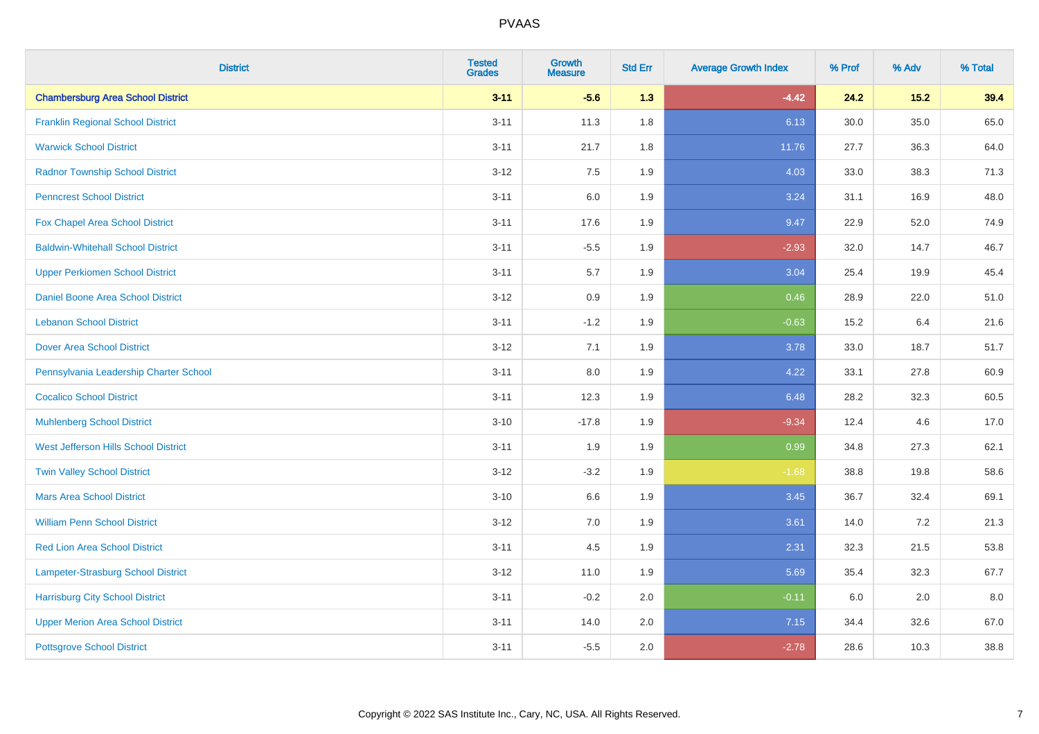# PVAAS

| District | Tested Grades | Growth Measure | Std Err | Average Growth Index | % Prof | % Adv | % Total |
|---|---|---|---|---|---|---|---|
| **Chambersburg Area School District** | **3-11** | **-5.6** | **1.3** | **-4.42** | **24.2** | **15.2** | **39.4** |
| Franklin Regional School District | 3-11 | 11.3 | 1.8 | 6.13 | 30.0 | 35.0 | 65.0 |
| Warwick School District | 3-11 | 21.7 | 1.8 | 11.76 | 27.7 | 36.3 | 64.0 |
| Radnor Township School District | 3-12 | 7.5 | 1.9 | 4.03 | 33.0 | 38.3 | 71.3 |
| Penncrest School District | 3-11 | 6.0 | 1.9 | 3.24 | 31.1 | 16.9 | 48.0 |
| Fox Chapel Area School District | 3-11 | 17.6 | 1.9 | 9.47 | 22.9 | 52.0 | 74.9 |
| Baldwin-Whitehall School District | 3-11 | -5.5 | 1.9 | -2.93 | 32.0 | 14.7 | 46.7 |
| Upper Perkiomen School District | 3-11 | 5.7 | 1.9 | 3.04 | 25.4 | 19.9 | 45.4 |
| Daniel Boone Area School District | 3-12 | 0.9 | 1.9 | 0.46 | 28.9 | 22.0 | 51.0 |
| Lebanon School District | 3-11 | -1.2 | 1.9 | -0.63 | 15.2 | 6.4 | 21.6 |
| Dover Area School District | 3-12 | 7.1 | 1.9 | 3.78 | 33.0 | 18.7 | 51.7 |
| Pennsylvania Leadership Charter School | 3-11 | 8.0 | 1.9 | 4.22 | 33.1 | 27.8 | 60.9 |
| Cocalico School District | 3-11 | 12.3 | 1.9 | 6.48 | 28.2 | 32.3 | 60.5 |
| Muhlenberg School District | 3-10 | -17.8 | 1.9 | -9.34 | 12.4 | 4.6 | 17.0 |
| West Jefferson Hills School District | 3-11 | 1.9 | 1.9 | 0.99 | 34.8 | 27.3 | 62.1 |
| Twin Valley School District | 3-12 | -3.2 | 1.9 | -1.68 | 38.8 | 19.8 | 58.6 |
| Mars Area School District | 3-10 | 6.6 | 1.9 | 3.45 | 36.7 | 32.4 | 69.1 |
| William Penn School District | 3-12 | 7.0 | 1.9 | 3.61 | 14.0 | 7.2 | 21.3 |
| Red Lion Area School District | 3-11 | 4.5 | 1.9 | 2.31 | 32.3 | 21.5 | 53.8 |
| Lampeter-Strasburg School District | 3-12 | 11.0 | 1.9 | 5.69 | 35.4 | 32.3 | 67.7 |
| Harrisburg City School District | 3-11 | -0.2 | 2.0 | -0.11 | 6.0 | 2.0 | 8.0 |
| Upper Merion Area School District | 3-11 | 14.0 | 2.0 | 7.15 | 34.4 | 32.6 | 67.0 |
| Pottsgrove School District | 3-11 | -5.5 | 2.0 | -2.78 | 28.6 | 10.3 | 38.8 |

Copyright © 2022 SAS Institute Inc., Cary, NC, USA. All Rights Reserved.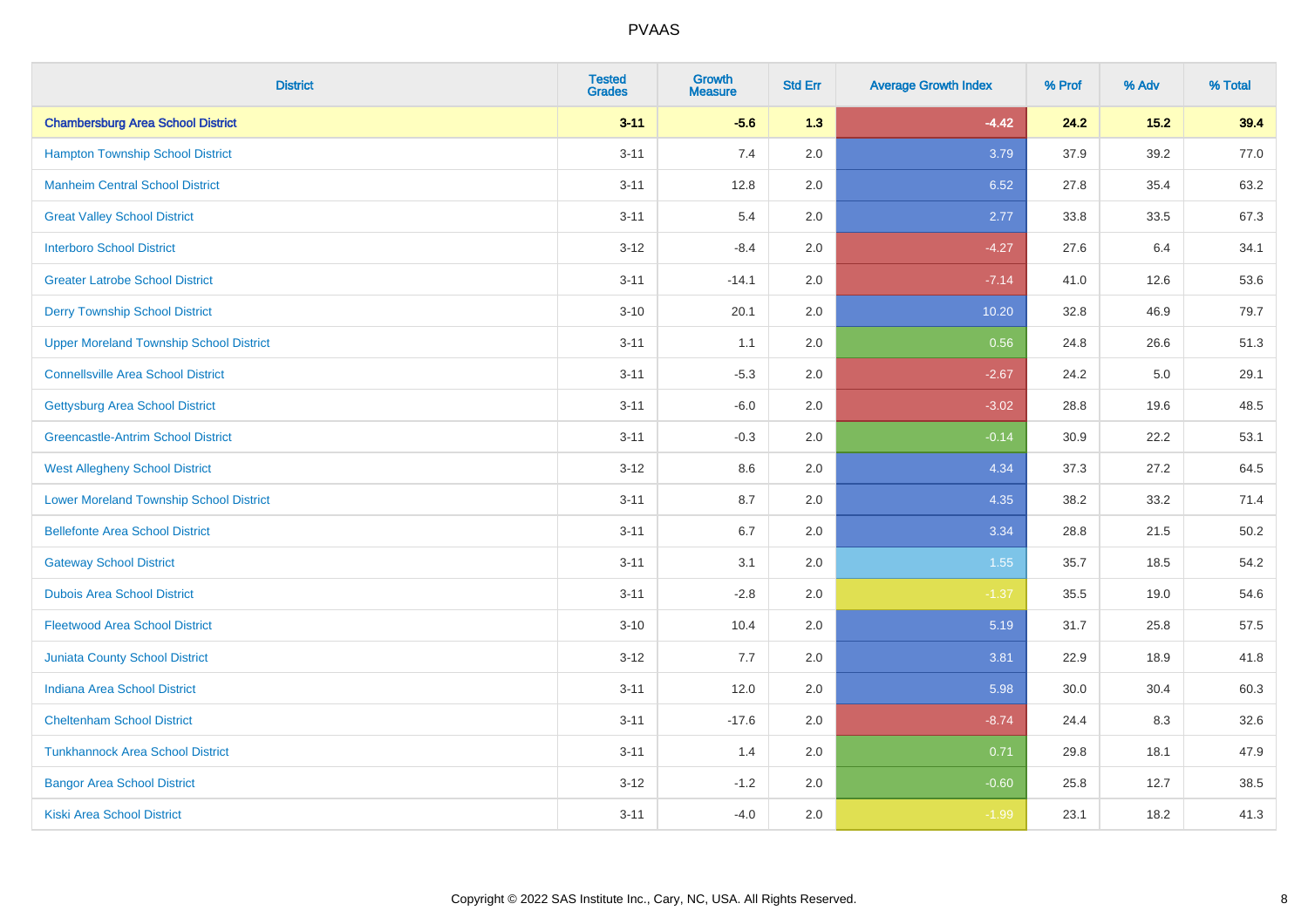| District | Tested Grades | Growth Measure | Std Err | Average Growth Index | % Prof | % Adv | % Total |
|---|---|---|---|---|---|---|---|
| **Chambersburg Area School District** | **3-11** | **-5.6** | **1.3** | **-4.42** | **24.2** | **15.2** | **39.4** |
| Hampton Township School District | 3-11 | 7.4 | 2.0 | 3.79 | 37.9 | 39.2 | 77.0 |
| Manheim Central School District | 3-11 | 12.8 | 2.0 | 6.52 | 27.8 | 35.4 | 63.2 |
| Great Valley School District | 3-11 | 5.4 | 2.0 | 2.77 | 33.8 | 33.5 | 67.3 |
| Interboro School District | 3-12 | -8.4 | 2.0 | -4.27 | 27.6 | 6.4 | 34.1 |
| Greater Latrobe School District | 3-11 | -14.1 | 2.0 | -7.14 | 41.0 | 12.6 | 53.6 |
| Derry Township School District | 3-10 | 20.1 | 2.0 | 10.20 | 32.8 | 46.9 | 79.7 |
| Upper Moreland Township School District | 3-11 | 1.1 | 2.0 | 0.56 | 24.8 | 26.6 | 51.3 |
| Connellsville Area School District | 3-11 | -5.3 | 2.0 | -2.67 | 24.2 | 5.0 | 29.1 |
| Gettysburg Area School District | 3-11 | -6.0 | 2.0 | -3.02 | 28.8 | 19.6 | 48.5 |
| Greencastle-Antrim School District | 3-11 | -0.3 | 2.0 | -0.14 | 30.9 | 22.2 | 53.1 |
| West Allegheny School District | 3-12 | 8.6 | 2.0 | 4.34 | 37.3 | 27.2 | 64.5 |
| Lower Moreland Township School District | 3-11 | 8.7 | 2.0 | 4.35 | 38.2 | 33.2 | 71.4 |
| Bellefonte Area School District | 3-11 | 6.7 | 2.0 | 3.34 | 28.8 | 21.5 | 50.2 |
| Gateway School District | 3-11 | 3.1 | 2.0 | 1.55 | 35.7 | 18.5 | 54.2 |
| Dubois Area School District | 3-11 | -2.8 | 2.0 | -1.37 | 35.5 | 19.0 | 54.6 |
| Fleetwood Area School District | 3-10 | 10.4 | 2.0 | 5.19 | 31.7 | 25.8 | 57.5 |
| Juniata County School District | 3-12 | 7.7 | 2.0 | 3.81 | 22.9 | 18.9 | 41.8 |
| Indiana Area School District | 3-11 | 12.0 | 2.0 | 5.98 | 30.0 | 30.4 | 60.3 |
| Cheltenham School District | 3-11 | -17.6 | 2.0 | -8.74 | 24.4 | 8.3 | 32.6 |
| Tunkhannock Area School District | 3-11 | 1.4 | 2.0 | 0.71 | 29.8 | 18.1 | 47.9 |
| Bangor Area School District | 3-12 | -1.2 | 2.0 | -0.60 | 25.8 | 12.7 | 38.5 |
| Kiski Area School District | 3-11 | -4.0 | 2.0 | -1.99 | 23.1 | 18.2 | 41.3 |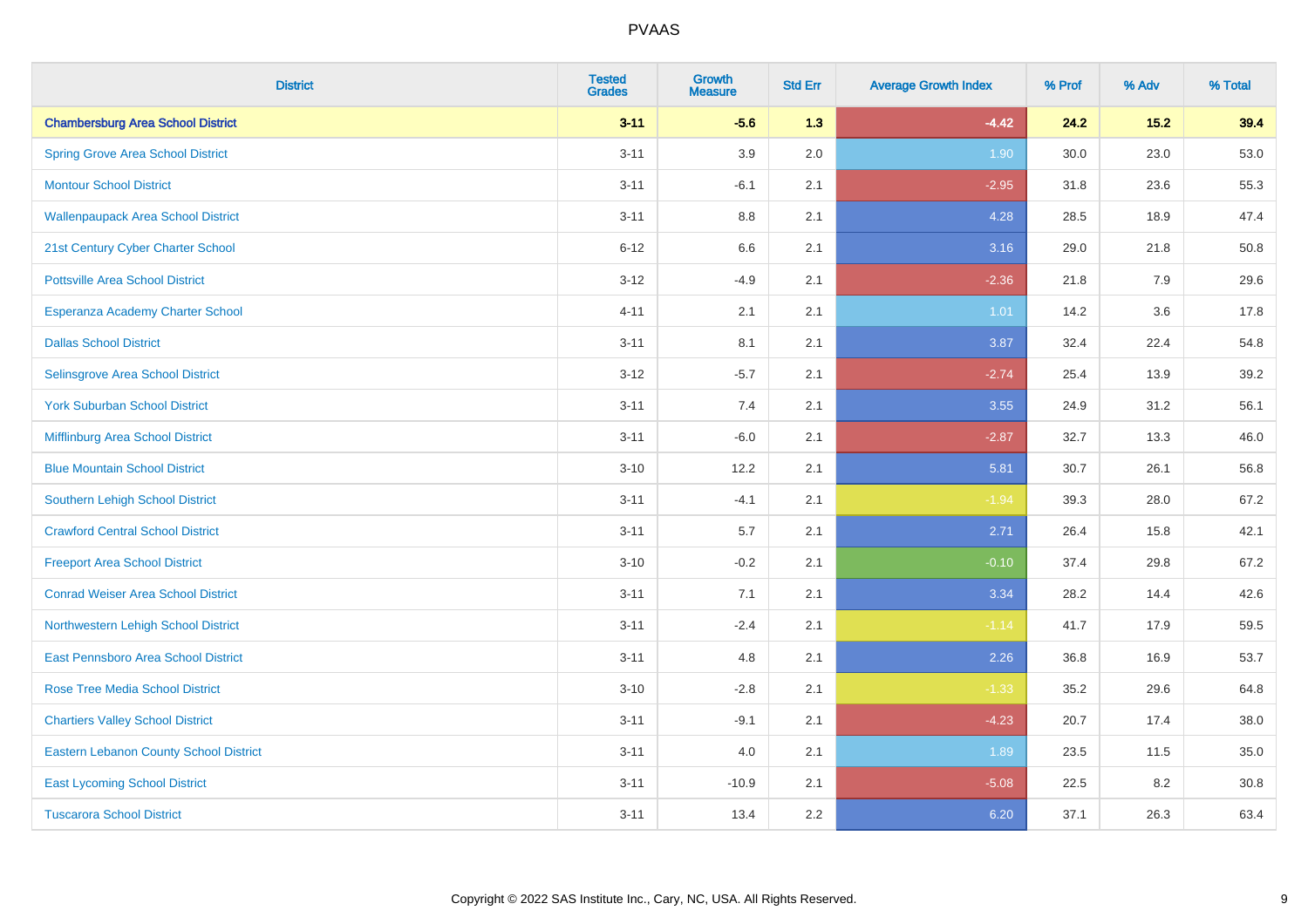# PVAAS

| District | Tested Grades | Growth Measure | Std Err | Average Growth Index | % Prof | % Adv | % Total |
|---|---|---|---|---|---|---|---|
| **Chambersburg Area School District** | **3-11** | **-5.6** | **1.3** | **-4.42** | **24.2** | **15.2** | **39.4** |
| Spring Grove Area School District | 3-11 | 3.9 | 2.0 | 1.90 | 30.0 | 23.0 | 53.0 |
| Montour School District | 3-11 | -6.1 | 2.1 | -2.95 | 31.8 | 23.6 | 55.3 |
| Wallenpaupack Area School District | 3-11 | 8.8 | 2.1 | 4.28 | 28.5 | 18.9 | 47.4 |
| 21st Century Cyber Charter School | 6-12 | 6.6 | 2.1 | 3.16 | 29.0 | 21.8 | 50.8 |
| Pottsville Area School District | 3-12 | -4.9 | 2.1 | -2.36 | 21.8 | 7.9 | 29.6 |
| Esperanza Academy Charter School | 4-11 | 2.1 | 2.1 | 1.01 | 14.2 | 3.6 | 17.8 |
| Dallas School District | 3-11 | 8.1 | 2.1 | 3.87 | 32.4 | 22.4 | 54.8 |
| Selinsgrove Area School District | 3-12 | -5.7 | 2.1 | -2.74 | 25.4 | 13.9 | 39.2 |
| York Suburban School District | 3-11 | 7.4 | 2.1 | 3.55 | 24.9 | 31.2 | 56.1 |
| Mifflinburg Area School District | 3-11 | -6.0 | 2.1 | -2.87 | 32.7 | 13.3 | 46.0 |
| Blue Mountain School District | 3-10 | 12.2 | 2.1 | 5.81 | 30.7 | 26.1 | 56.8 |
| Southern Lehigh School District | 3-11 | -4.1 | 2.1 | -1.94 | 39.3 | 28.0 | 67.2 |
| Crawford Central School District | 3-11 | 5.7 | 2.1 | 2.71 | 26.4 | 15.8 | 42.1 |
| Freeport Area School District | 3-10 | -0.2 | 2.1 | -0.10 | 37.4 | 29.8 | 67.2 |
| Conrad Weiser Area School District | 3-11 | 7.1 | 2.1 | 3.34 | 28.2 | 14.4 | 42.6 |
| Northwestern Lehigh School District | 3-11 | -2.4 | 2.1 | -1.14 | 41.7 | 17.9 | 59.5 |
| East Pennsboro Area School District | 3-11 | 4.8 | 2.1 | 2.26 | 36.8 | 16.9 | 53.7 |
| Rose Tree Media School District | 3-10 | -2.8 | 2.1 | -1.33 | 35.2 | 29.6 | 64.8 |
| Chartiers Valley School District | 3-11 | -9.1 | 2.1 | -4.23 | 20.7 | 17.4 | 38.0 |
| Eastern Lebanon County School District | 3-11 | 4.0 | 2.1 | 1.89 | 23.5 | 11.5 | 35.0 |
| East Lycoming School District | 3-11 | -10.9 | 2.1 | -5.08 | 22.5 | 8.2 | 30.8 |
| Tuscarora School District | 3-11 | 13.4 | 2.2 | 6.20 | 37.1 | 26.3 | 63.4 |

Copyright © 2022 SAS Institute Inc., Cary, NC, USA. All Rights Reserved.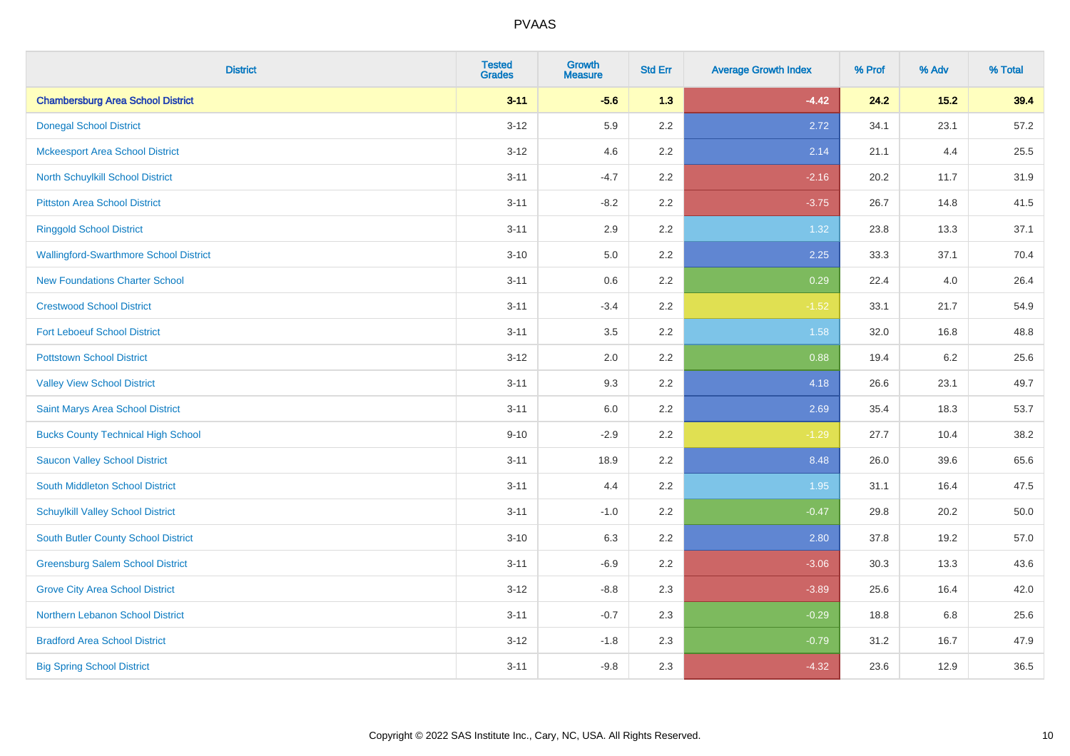# PVAAS

| District | Tested Grades | Growth Measure | Std Err | Average Growth Index | % Prof | % Adv | % Total |
|---|---|---|---|---|---|---|---|
| **Chambersburg Area School District** | **3-11** | **-5.6** | **1.3** | **-4.42** | **24.2** | **15.2** | **39.4** |
| Donegal School District | 3-12 | 5.9 | 2.2 | 2.72 | 34.1 | 23.1 | 57.2 |
| Mckeesport Area School District | 3-12 | 4.6 | 2.2 | 2.14 | 21.1 | 4.4 | 25.5 |
| North Schuylkill School District | 3-11 | -4.7 | 2.2 | -2.16 | 20.2 | 11.7 | 31.9 |
| Pittston Area School District | 3-11 | -8.2 | 2.2 | -3.75 | 26.7 | 14.8 | 41.5 |
| Ringgold School District | 3-11 | 2.9 | 2.2 | 1.32 | 23.8 | 13.3 | 37.1 |
| Wallingford-Swarthmore School District | 3-10 | 5.0 | 2.2 | 2.25 | 33.3 | 37.1 | 70.4 |
| New Foundations Charter School | 3-11 | 0.6 | 2.2 | 0.29 | 22.4 | 4.0 | 26.4 |
| Crestwood School District | 3-11 | -3.4 | 2.2 | -1.52 | 33.1 | 21.7 | 54.9 |
| Fort Leboeuf School District | 3-11 | 3.5 | 2.2 | 1.58 | 32.0 | 16.8 | 48.8 |
| Pottstown School District | 3-12 | 2.0 | 2.2 | 0.88 | 19.4 | 6.2 | 25.6 |
| Valley View School District | 3-11 | 9.3 | 2.2 | 4.18 | 26.6 | 23.1 | 49.7 |
| Saint Marys Area School District | 3-11 | 6.0 | 2.2 | 2.69 | 35.4 | 18.3 | 53.7 |
| Bucks County Technical High School | 9-10 | -2.9 | 2.2 | -1.29 | 27.7 | 10.4 | 38.2 |
| Saucon Valley School District | 3-11 | 18.9 | 2.2 | 8.48 | 26.0 | 39.6 | 65.6 |
| South Middleton School District | 3-11 | 4.4 | 2.2 | 1.95 | 31.1 | 16.4 | 47.5 |
| Schuylkill Valley School District | 3-11 | -1.0 | 2.2 | -0.47 | 29.8 | 20.2 | 50.0 |
| South Butler County School District | 3-10 | 6.3 | 2.2 | 2.80 | 37.8 | 19.2 | 57.0 |
| Greensburg Salem School District | 3-11 | -6.9 | 2.2 | -3.06 | 30.3 | 13.3 | 43.6 |
| Grove City Area School District | 3-12 | -8.8 | 2.3 | -3.89 | 25.6 | 16.4 | 42.0 |
| Northern Lebanon School District | 3-11 | -0.7 | 2.3 | -0.29 | 18.8 | 6.8 | 25.6 |
| Bradford Area School District | 3-12 | -1.8 | 2.3 | -0.79 | 31.2 | 16.7 | 47.9 |
| Big Spring School District | 3-11 | -9.8 | 2.3 | -4.32 | 23.6 | 12.9 | 36.5 |

Copyright © 2022 SAS Institute Inc., Cary, NC, USA. All Rights Reserved.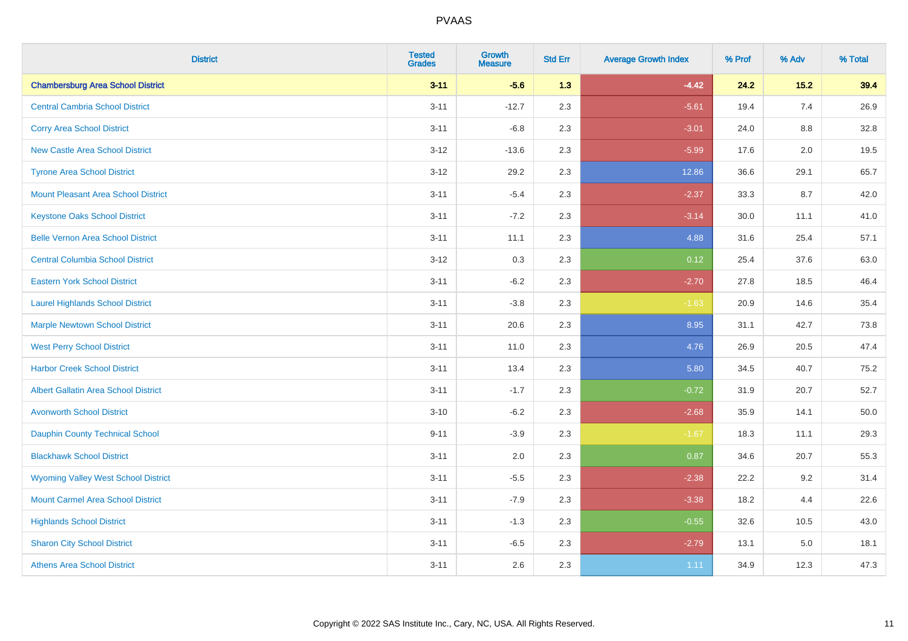# PVAAS

| District | Tested Grades | Growth Measure | Std Err | Average Growth Index | % Prof | % Adv | % Total |
|---|---|---|---|---|---|---|---|
| **Chambersburg Area School District** | **3-11** | **-5.6** | **1.3** | **-4.42** | **24.2** | **15.2** | **39.4** |
| Central Cambria School District | 3-11 | -12.7 | 2.3 | -5.61 | 19.4 | 7.4 | 26.9 |
| Corry Area School District | 3-11 | -6.8 | 2.3 | -3.01 | 24.0 | 8.8 | 32.8 |
| New Castle Area School District | 3-12 | -13.6 | 2.3 | -5.99 | 17.6 | 2.0 | 19.5 |
| Tyrone Area School District | 3-12 | 29.2 | 2.3 | 12.86 | 36.6 | 29.1 | 65.7 |
| Mount Pleasant Area School District | 3-11 | -5.4 | 2.3 | -2.37 | 33.3 | 8.7 | 42.0 |
| Keystone Oaks School District | 3-11 | -7.2 | 2.3 | -3.14 | 30.0 | 11.1 | 41.0 |
| Belle Vernon Area School District | 3-11 | 11.1 | 2.3 | 4.88 | 31.6 | 25.4 | 57.1 |
| Central Columbia School District | 3-12 | 0.3 | 2.3 | 0.12 | 25.4 | 37.6 | 63.0 |
| Eastern York School District | 3-11 | -6.2 | 2.3 | -2.70 | 27.8 | 18.5 | 46.4 |
| Laurel Highlands School District | 3-11 | -3.8 | 2.3 | -1.63 | 20.9 | 14.6 | 35.4 |
| Marple Newtown School District | 3-11 | 20.6 | 2.3 | 8.95 | 31.1 | 42.7 | 73.8 |
| West Perry School District | 3-11 | 11.0 | 2.3 | 4.76 | 26.9 | 20.5 | 47.4 |
| Harbor Creek School District | 3-11 | 13.4 | 2.3 | 5.80 | 34.5 | 40.7 | 75.2 |
| Albert Gallatin Area School District | 3-11 | -1.7 | 2.3 | -0.72 | 31.9 | 20.7 | 52.7 |
| Avonworth School District | 3-10 | -6.2 | 2.3 | -2.68 | 35.9 | 14.1 | 50.0 |
| Dauphin County Technical School | 9-11 | -3.9 | 2.3 | -1.67 | 18.3 | 11.1 | 29.3 |
| Blackhawk School District | 3-11 | 2.0 | 2.3 | 0.87 | 34.6 | 20.7 | 55.3 |
| Wyoming Valley West School District | 3-11 | -5.5 | 2.3 | -2.38 | 22.2 | 9.2 | 31.4 |
| Mount Carmel Area School District | 3-11 | -7.9 | 2.3 | -3.38 | 18.2 | 4.4 | 22.6 |
| Highlands School District | 3-11 | -1.3 | 2.3 | -0.55 | 32.6 | 10.5 | 43.0 |
| Sharon City School District | 3-11 | -6.5 | 2.3 | -2.79 | 13.1 | 5.0 | 18.1 |
| Athens Area School District | 3-11 | 2.6 | 2.3 | 1.11 | 34.9 | 12.3 | 47.3 |

Copyright © 2022 SAS Institute Inc., Cary, NC, USA. All Rights Reserved.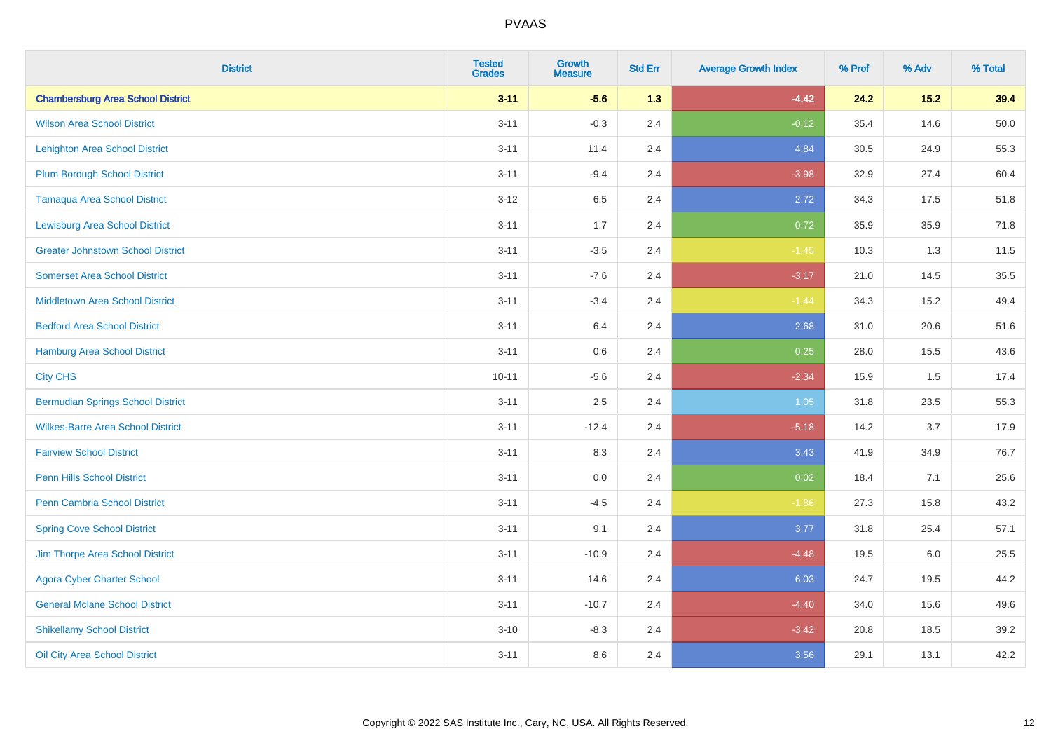| District | Tested Grades | Growth Measure | Std Err | Average Growth Index | % Prof | % Adv | % Total |
|---|---|---|---|---|---|---|---|
| **Chambersburg Area School District** | **3-11** | **-5.6** | **1.3** | **-4.42** | **24.2** | **15.2** | **39.4** |
| Wilson Area School District | 3-11 | -0.3 | 2.4 | -0.12 | 35.4 | 14.6 | 50.0 |
| Lehighton Area School District | 3-11 | 11.4 | 2.4 | 4.84 | 30.5 | 24.9 | 55.3 |
| Plum Borough School District | 3-11 | -9.4 | 2.4 | -3.98 | 32.9 | 27.4 | 60.4 |
| Tamaqua Area School District | 3-12 | 6.5 | 2.4 | 2.72 | 34.3 | 17.5 | 51.8 |
| Lewisburg Area School District | 3-11 | 1.7 | 2.4 | 0.72 | 35.9 | 35.9 | 71.8 |
| Greater Johnstown School District | 3-11 | -3.5 | 2.4 | -1.45 | 10.3 | 1.3 | 11.5 |
| Somerset Area School District | 3-11 | -7.6 | 2.4 | -3.17 | 21.0 | 14.5 | 35.5 |
| Middletown Area School District | 3-11 | -3.4 | 2.4 | -1.44 | 34.3 | 15.2 | 49.4 |
| Bedford Area School District | 3-11 | 6.4 | 2.4 | 2.68 | 31.0 | 20.6 | 51.6 |
| Hamburg Area School District | 3-11 | 0.6 | 2.4 | 0.25 | 28.0 | 15.5 | 43.6 |
| City CHS | 10-11 | -5.6 | 2.4 | -2.34 | 15.9 | 1.5 | 17.4 |
| Bermudian Springs School District | 3-11 | 2.5 | 2.4 | 1.05 | 31.8 | 23.5 | 55.3 |
| Wilkes-Barre Area School District | 3-11 | -12.4 | 2.4 | -5.18 | 14.2 | 3.7 | 17.9 |
| Fairview School District | 3-11 | 8.3 | 2.4 | 3.43 | 41.9 | 34.9 | 76.7 |
| Penn Hills School District | 3-11 | 0.0 | 2.4 | 0.02 | 18.4 | 7.1 | 25.6 |
| Penn Cambria School District | 3-11 | -4.5 | 2.4 | -1.86 | 27.3 | 15.8 | 43.2 |
| Spring Cove School District | 3-11 | 9.1 | 2.4 | 3.77 | 31.8 | 25.4 | 57.1 |
| Jim Thorpe Area School District | 3-11 | -10.9 | 2.4 | -4.48 | 19.5 | 6.0 | 25.5 |
| Agora Cyber Charter School | 3-11 | 14.6 | 2.4 | 6.03 | 24.7 | 19.5 | 44.2 |
| General Mclane School District | 3-11 | -10.7 | 2.4 | -4.40 | 34.0 | 15.6 | 49.6 |
| Shikellamy School District | 3-10 | -8.3 | 2.4 | -3.42 | 20.8 | 18.5 | 39.2 |
| Oil City Area School District | 3-11 | 8.6 | 2.4 | 3.56 | 29.1 | 13.1 | 42.2 |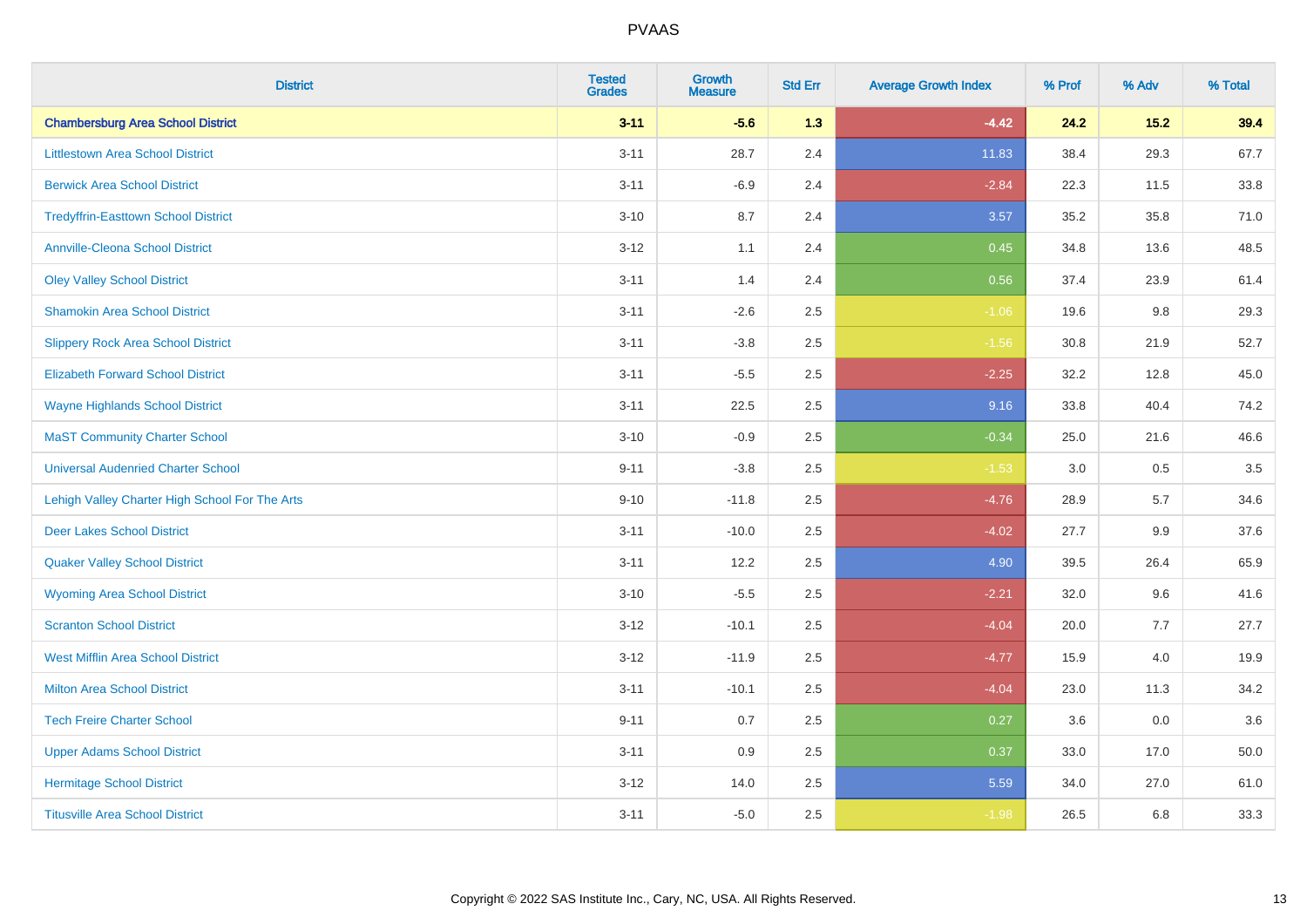# PVAAS

| District | Tested Grades | Growth Measure | Std Err | Average Growth Index | % Prof | % Adv | % Total |
|---|---|---|---|---|---|---|---|
| **Chambersburg Area School District** | **3-11** | **-5.6** | **1.3** | **-4.42** | **24.2** | **15.2** | **39.4** |
| Littlestown Area School District | 3-11 | 28.7 | 2.4 | 11.83 | 38.4 | 29.3 | 67.7 |
| Berwick Area School District | 3-11 | -6.9 | 2.4 | -2.84 | 22.3 | 11.5 | 33.8 |
| Tredyffrin-Easttown School District | 3-10 | 8.7 | 2.4 | 3.57 | 35.2 | 35.8 | 71.0 |
| Annville-Cleona School District | 3-12 | 1.1 | 2.4 | 0.45 | 34.8 | 13.6 | 48.5 |
| Oley Valley School District | 3-11 | 1.4 | 2.4 | 0.56 | 37.4 | 23.9 | 61.4 |
| Shamokin Area School District | 3-11 | -2.6 | 2.5 | -1.06 | 19.6 | 9.8 | 29.3 |
| Slippery Rock Area School District | 3-11 | -3.8 | 2.5 | -1.56 | 30.8 | 21.9 | 52.7 |
| Elizabeth Forward School District | 3-11 | -5.5 | 2.5 | -2.25 | 32.2 | 12.8 | 45.0 |
| Wayne Highlands School District | 3-11 | 22.5 | 2.5 | 9.16 | 33.8 | 40.4 | 74.2 |
| MaST Community Charter School | 3-10 | -0.9 | 2.5 | -0.34 | 25.0 | 21.6 | 46.6 |
| Universal Audenried Charter School | 9-11 | -3.8 | 2.5 | -1.53 | 3.0 | 0.5 | 3.5 |
| Lehigh Valley Charter High School For The Arts | 9-10 | -11.8 | 2.5 | -4.76 | 28.9 | 5.7 | 34.6 |
| Deer Lakes School District | 3-11 | -10.0 | 2.5 | -4.02 | 27.7 | 9.9 | 37.6 |
| Quaker Valley School District | 3-11 | 12.2 | 2.5 | 4.90 | 39.5 | 26.4 | 65.9 |
| Wyoming Area School District | 3-10 | -5.5 | 2.5 | -2.21 | 32.0 | 9.6 | 41.6 |
| Scranton School District | 3-12 | -10.1 | 2.5 | -4.04 | 20.0 | 7.7 | 27.7 |
| West Mifflin Area School District | 3-12 | -11.9 | 2.5 | -4.77 | 15.9 | 4.0 | 19.9 |
| Milton Area School District | 3-11 | -10.1 | 2.5 | -4.04 | 23.0 | 11.3 | 34.2 |
| Tech Freire Charter School | 9-11 | 0.7 | 2.5 | 0.27 | 3.6 | 0.0 | 3.6 |
| Upper Adams School District | 3-11 | 0.9 | 2.5 | 0.37 | 33.0 | 17.0 | 50.0 |
| Hermitage School District | 3-12 | 14.0 | 2.5 | 5.59 | 34.0 | 27.0 | 61.0 |
| Titusville Area School District | 3-11 | -5.0 | 2.5 | -1.98 | 26.5 | 6.8 | 33.3 |

Copyright © 2022 SAS Institute Inc., Cary, NC, USA. All Rights Reserved.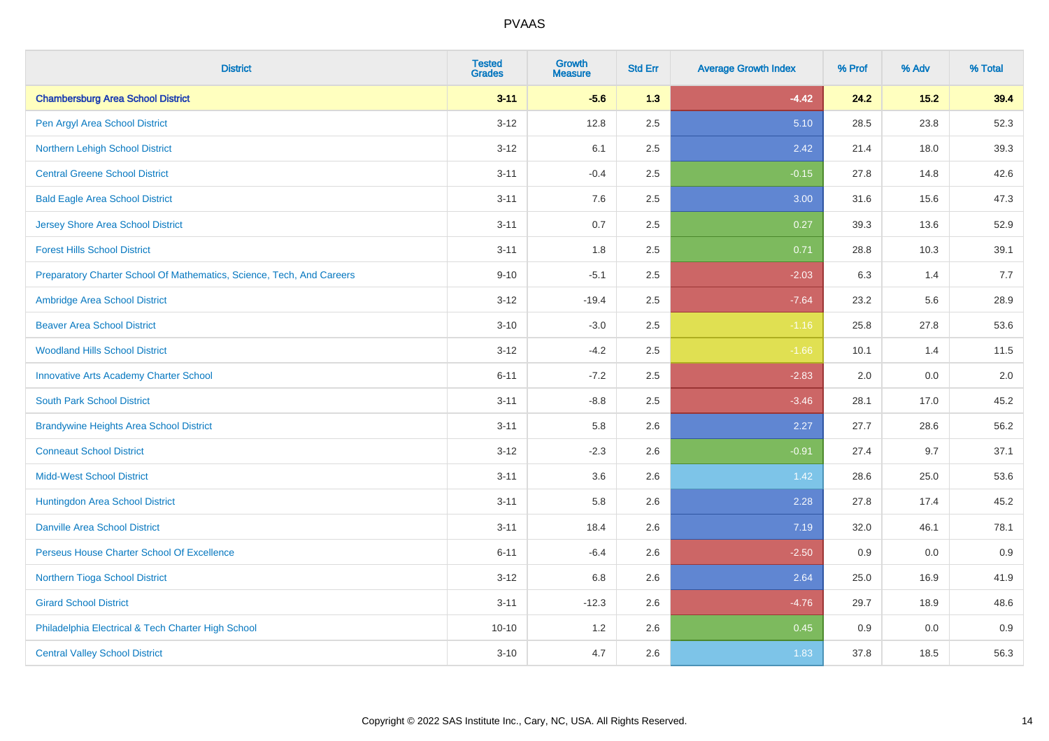# PVAAS

| District | Tested Grades | Growth Measure | Std Err | Average Growth Index | % Prof | % Adv | % Total |
|---|---|---|---|---|---|---|---|
| **Chambersburg Area School District** | **3-11** | **-5.6** | **1.3** | **-4.42** | **24.2** | **15.2** | **39.4** |
| Pen Argyl Area School District | 3-12 | 12.8 | 2.5 | 5.10 | 28.5 | 23.8 | 52.3 |
| Northern Lehigh School District | 3-12 | 6.1 | 2.5 | 2.42 | 21.4 | 18.0 | 39.3 |
| Central Greene School District | 3-11 | -0.4 | 2.5 | -0.15 | 27.8 | 14.8 | 42.6 |
| Bald Eagle Area School District | 3-11 | 7.6 | 2.5 | 3.00 | 31.6 | 15.6 | 47.3 |
| Jersey Shore Area School District | 3-11 | 0.7 | 2.5 | 0.27 | 39.3 | 13.6 | 52.9 |
| Forest Hills School District | 3-11 | 1.8 | 2.5 | 0.71 | 28.8 | 10.3 | 39.1 |
| Preparatory Charter School Of Mathematics, Science, Tech, And Careers | 9-10 | -5.1 | 2.5 | -2.03 | 6.3 | 1.4 | 7.7 |
| Ambridge Area School District | 3-12 | -19.4 | 2.5 | -7.64 | 23.2 | 5.6 | 28.9 |
| Beaver Area School District | 3-10 | -3.0 | 2.5 | -1.16 | 25.8 | 27.8 | 53.6 |
| Woodland Hills School District | 3-12 | -4.2 | 2.5 | -1.66 | 10.1 | 1.4 | 11.5 |
| Innovative Arts Academy Charter School | 6-11 | -7.2 | 2.5 | -2.83 | 2.0 | 0.0 | 2.0 |
| South Park School District | 3-11 | -8.8 | 2.5 | -3.46 | 28.1 | 17.0 | 45.2 |
| Brandywine Heights Area School District | 3-11 | 5.8 | 2.6 | 2.27 | 27.7 | 28.6 | 56.2 |
| Conneaut School District | 3-12 | -2.3 | 2.6 | -0.91 | 27.4 | 9.7 | 37.1 |
| Midd-West School District | 3-11 | 3.6 | 2.6 | 1.42 | 28.6 | 25.0 | 53.6 |
| Huntingdon Area School District | 3-11 | 5.8 | 2.6 | 2.28 | 27.8 | 17.4 | 45.2 |
| Danville Area School District | 3-11 | 18.4 | 2.6 | 7.19 | 32.0 | 46.1 | 78.1 |
| Perseus House Charter School Of Excellence | 6-11 | -6.4 | 2.6 | -2.50 | 0.9 | 0.0 | 0.9 |
| Northern Tioga School District | 3-12 | 6.8 | 2.6 | 2.64 | 25.0 | 16.9 | 41.9 |
| Girard School District | 3-11 | -12.3 | 2.6 | -4.76 | 29.7 | 18.9 | 48.6 |
| Philadelphia Electrical & Tech Charter High School | 10-10 | 1.2 | 2.6 | 0.45 | 0.9 | 0.0 | 0.9 |
| Central Valley School District | 3-10 | 4.7 | 2.6 | 1.83 | 37.8 | 18.5 | 56.3 |

Copyright © 2022 SAS Institute Inc., Cary, NC, USA. All Rights Reserved.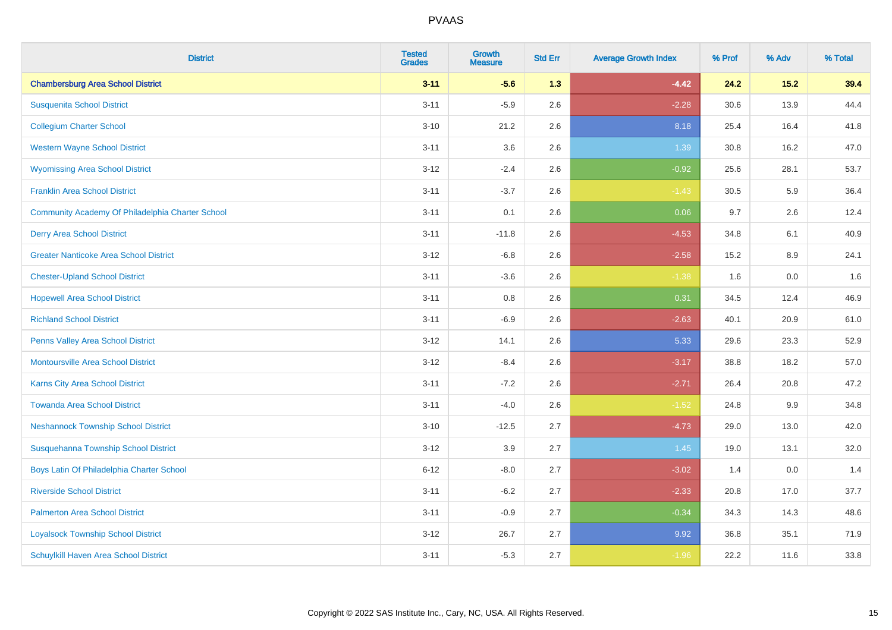# PVAAS

| District | Tested Grades | Growth Measure | Std Err | Average Growth Index | % Prof | % Adv | % Total |
|---|---|---|---|---|---|---|---|
| **Chambersburg Area School District** | **3-11** | **-5.6** | **1.3** | **-4.42** | **24.2** | **15.2** | **39.4** |
| Susquenita School District | 3-11 | -5.9 | 2.6 | -2.28 | 30.6 | 13.9 | 44.4 |
| Collegium Charter School | 3-10 | 21.2 | 2.6 | 8.18 | 25.4 | 16.4 | 41.8 |
| Western Wayne School District | 3-11 | 3.6 | 2.6 | 1.39 | 30.8 | 16.2 | 47.0 |
| Wyomissing Area School District | 3-12 | -2.4 | 2.6 | -0.92 | 25.6 | 28.1 | 53.7 |
| Franklin Area School District | 3-11 | -3.7 | 2.6 | -1.43 | 30.5 | 5.9 | 36.4 |
| Community Academy Of Philadelphia Charter School | 3-11 | 0.1 | 2.6 | 0.06 | 9.7 | 2.6 | 12.4 |
| Derry Area School District | 3-11 | -11.8 | 2.6 | -4.53 | 34.8 | 6.1 | 40.9 |
| Greater Nanticoke Area School District | 3-12 | -6.8 | 2.6 | -2.58 | 15.2 | 8.9 | 24.1 |
| Chester-Upland School District | 3-11 | -3.6 | 2.6 | -1.38 | 1.6 | 0.0 | 1.6 |
| Hopewell Area School District | 3-11 | 0.8 | 2.6 | 0.31 | 34.5 | 12.4 | 46.9 |
| Richland School District | 3-11 | -6.9 | 2.6 | -2.63 | 40.1 | 20.9 | 61.0 |
| Penns Valley Area School District | 3-12 | 14.1 | 2.6 | 5.33 | 29.6 | 23.3 | 52.9 |
| Montoursville Area School District | 3-12 | -8.4 | 2.6 | -3.17 | 38.8 | 18.2 | 57.0 |
| Karns City Area School District | 3-11 | -7.2 | 2.6 | -2.71 | 26.4 | 20.8 | 47.2 |
| Towanda Area School District | 3-11 | -4.0 | 2.6 | -1.52 | 24.8 | 9.9 | 34.8 |
| Neshannock Township School District | 3-10 | -12.5 | 2.7 | -4.73 | 29.0 | 13.0 | 42.0 |
| Susquehanna Township School District | 3-12 | 3.9 | 2.7 | 1.45 | 19.0 | 13.1 | 32.0 |
| Boys Latin Of Philadelphia Charter School | 6-12 | -8.0 | 2.7 | -3.02 | 1.4 | 0.0 | 1.4 |
| Riverside School District | 3-11 | -6.2 | 2.7 | -2.33 | 20.8 | 17.0 | 37.7 |
| Palmerton Area School District | 3-11 | -0.9 | 2.7 | -0.34 | 34.3 | 14.3 | 48.6 |
| Loyalsock Township School District | 3-12 | 26.7 | 2.7 | 9.92 | 36.8 | 35.1 | 71.9 |
| Schuylkill Haven Area School District | 3-11 | -5.3 | 2.7 | -1.96 | 22.2 | 11.6 | 33.8 |

Copyright © 2022 SAS Institute Inc., Cary, NC, USA. All Rights Reserved.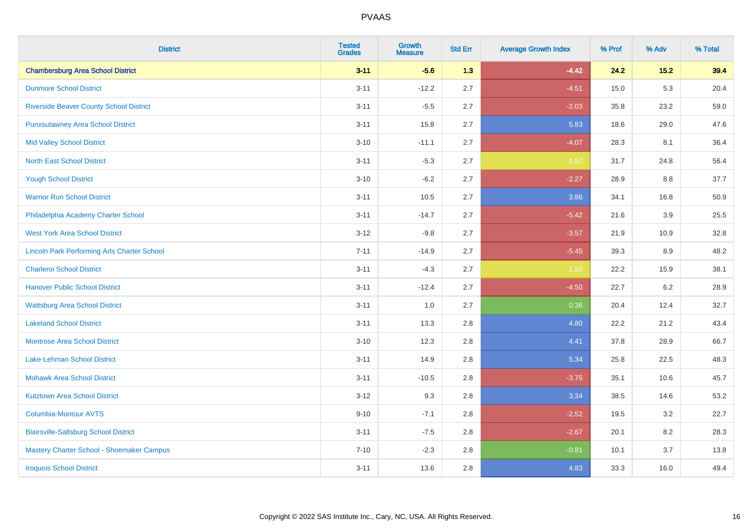# PVAAS

| District | Tested Grades | Growth Measure | Std Err | Average Growth Index | % Prof | % Adv | % Total |
|---|---|---|---|---|---|---|---|
| **Chambersburg Area School District** | **3-11** | **-5.6** | **1.3** | **-4.42** | **24.2** | **15.2** | **39.4** |
| Dunmore School District | 3-11 | -12.2 | 2.7 | -4.51 | 15.0 | 5.3 | 20.4 |
| Riverside Beaver County School District | 3-11 | -5.5 | 2.7 | -2.03 | 35.8 | 23.2 | 59.0 |
| Punxsutawney Area School District | 3-11 | 15.8 | 2.7 | 5.83 | 18.6 | 29.0 | 47.6 |
| Mid Valley School District | 3-10 | -11.1 | 2.7 | -4.07 | 28.3 | 8.1 | 36.4 |
| North East School District | 3-11 | -5.3 | 2.7 | -1.97 | 31.7 | 24.8 | 56.4 |
| Yough School District | 3-10 | -6.2 | 2.7 | -2.27 | 28.9 | 8.8 | 37.7 |
| Warrior Run School District | 3-11 | 10.5 | 2.7 | 3.86 | 34.1 | 16.8 | 50.9 |
| Philadelphia Academy Charter School | 3-11 | -14.7 | 2.7 | -5.42 | 21.6 | 3.9 | 25.5 |
| West York Area School District | 3-12 | -9.8 | 2.7 | -3.57 | 21.9 | 10.9 | 32.8 |
| Lincoln Park Performing Arts Charter School | 7-11 | -14.9 | 2.7 | -5.45 | 39.3 | 8.9 | 48.2 |
| Charleroi School District | 3-11 | -4.3 | 2.7 | -1.55 | 22.2 | 15.9 | 38.1 |
| Hanover Public School District | 3-11 | -12.4 | 2.7 | -4.50 | 22.7 | 6.2 | 28.9 |
| Wattsburg Area School District | 3-11 | 1.0 | 2.7 | 0.36 | 20.4 | 12.4 | 32.7 |
| Lakeland School District | 3-11 | 13.3 | 2.8 | 4.80 | 22.2 | 21.2 | 43.4 |
| Montrose Area School District | 3-10 | 12.3 | 2.8 | 4.41 | 37.8 | 28.9 | 66.7 |
| Lake-Lehman School District | 3-11 | 14.9 | 2.8 | 5.34 | 25.8 | 22.5 | 48.3 |
| Mohawk Area School District | 3-11 | -10.5 | 2.8 | -3.75 | 35.1 | 10.6 | 45.7 |
| Kutztown Area School District | 3-12 | 9.3 | 2.8 | 3.34 | 38.5 | 14.6 | 53.2 |
| Columbia-Montour AVTS | 9-10 | -7.1 | 2.8 | -2.52 | 19.5 | 3.2 | 22.7 |
| Blairsville-Saltsburg School District | 3-11 | -7.5 | 2.8 | -2.67 | 20.1 | 8.2 | 28.3 |
| Mastery Charter School - Shoemaker Campus | 7-10 | -2.3 | 2.8 | -0.81 | 10.1 | 3.7 | 13.8 |
| Iroquois School District | 3-11 | 13.6 | 2.8 | 4.83 | 33.3 | 16.0 | 49.4 |

Copyright © 2022 SAS Institute Inc., Cary, NC, USA. All Rights Reserved.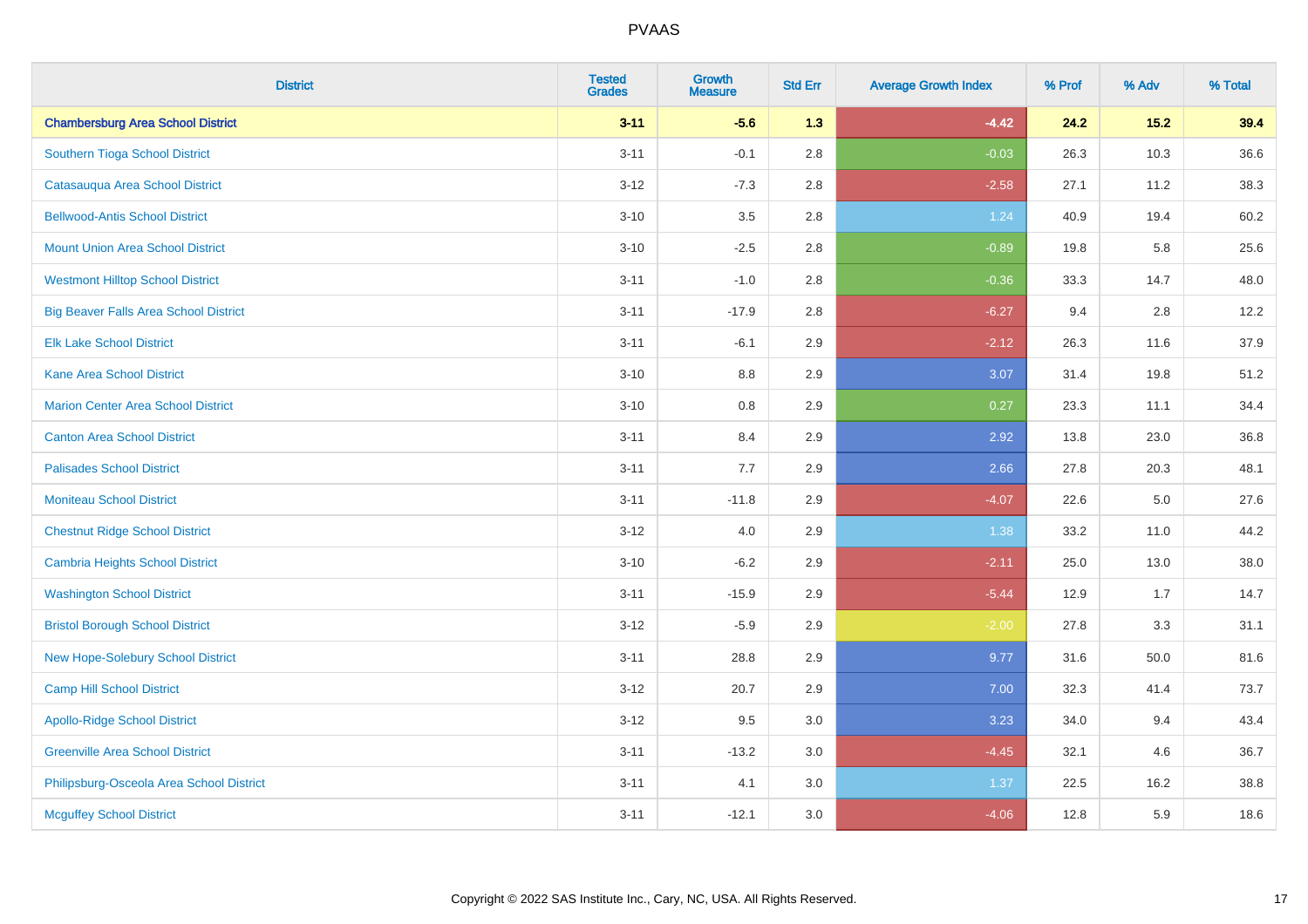# PVAAS

| District | Tested Grades | Growth Measure | Std Err | Average Growth Index | % Prof | % Adv | % Total |
|---|---|---|---|---|---|---|---|
| **Chambersburg Area School District** | **3-11** | **-5.6** | **1.3** | **-4.42** | **24.2** | **15.2** | **39.4** |
| Southern Tioga School District | 3-11 | -0.1 | 2.8 | -0.03 | 26.3 | 10.3 | 36.6 |
| Catasauqua Area School District | 3-12 | -7.3 | 2.8 | -2.58 | 27.1 | 11.2 | 38.3 |
| Bellwood-Antis School District | 3-10 | 3.5 | 2.8 | 1.24 | 40.9 | 19.4 | 60.2 |
| Mount Union Area School District | 3-10 | -2.5 | 2.8 | -0.89 | 19.8 | 5.8 | 25.6 |
| Westmont Hilltop School District | 3-11 | -1.0 | 2.8 | -0.36 | 33.3 | 14.7 | 48.0 |
| Big Beaver Falls Area School District | 3-11 | -17.9 | 2.8 | -6.27 | 9.4 | 2.8 | 12.2 |
| Elk Lake School District | 3-11 | -6.1 | 2.9 | -2.12 | 26.3 | 11.6 | 37.9 |
| Kane Area School District | 3-10 | 8.8 | 2.9 | 3.07 | 31.4 | 19.8 | 51.2 |
| Marion Center Area School District | 3-10 | 0.8 | 2.9 | 0.27 | 23.3 | 11.1 | 34.4 |
| Canton Area School District | 3-11 | 8.4 | 2.9 | 2.92 | 13.8 | 23.0 | 36.8 |
| Palisades School District | 3-11 | 7.7 | 2.9 | 2.66 | 27.8 | 20.3 | 48.1 |
| Moniteau School District | 3-11 | -11.8 | 2.9 | -4.07 | 22.6 | 5.0 | 27.6 |
| Chestnut Ridge School District | 3-12 | 4.0 | 2.9 | 1.38 | 33.2 | 11.0 | 44.2 |
| Cambria Heights School District | 3-10 | -6.2 | 2.9 | -2.11 | 25.0 | 13.0 | 38.0 |
| Washington School District | 3-11 | -15.9 | 2.9 | -5.44 | 12.9 | 1.7 | 14.7 |
| Bristol Borough School District | 3-12 | -5.9 | 2.9 | -2.00 | 27.8 | 3.3 | 31.1 |
| New Hope-Solebury School District | 3-11 | 28.8 | 2.9 | 9.77 | 31.6 | 50.0 | 81.6 |
| Camp Hill School District | 3-12 | 20.7 | 2.9 | 7.00 | 32.3 | 41.4 | 73.7 |
| Apollo-Ridge School District | 3-12 | 9.5 | 3.0 | 3.23 | 34.0 | 9.4 | 43.4 |
| Greenville Area School District | 3-11 | -13.2 | 3.0 | -4.45 | 32.1 | 4.6 | 36.7 |
| Philipsburg-Osceola Area School District | 3-11 | 4.1 | 3.0 | 1.37 | 22.5 | 16.2 | 38.8 |
| Mcguffey School District | 3-11 | -12.1 | 3.0 | -4.06 | 12.8 | 5.9 | 18.6 |

Copyright © 2022 SAS Institute Inc., Cary, NC, USA. All Rights Reserved.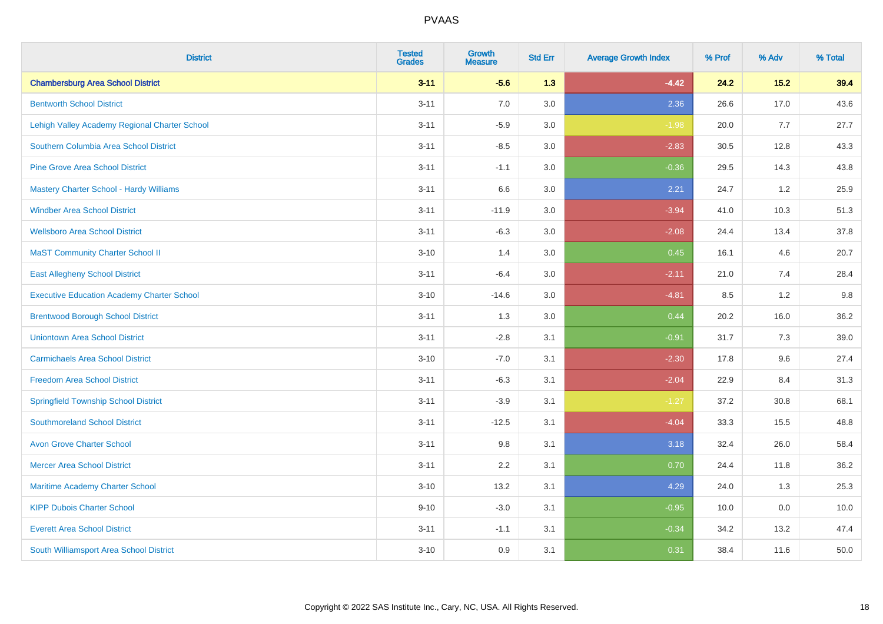# PVAAS

| District | Tested Grades | Growth Measure | Std Err | Average Growth Index | % Prof | % Adv | % Total |
|---|---|---|---|---|---|---|---|
| **Chambersburg Area School District** | **3-11** | **-5.6** | **1.3** | **-4.42** | **24.2** | **15.2** | **39.4** |
| Bentworth School District | 3-11 | 7.0 | 3.0 | 2.36 | 26.6 | 17.0 | 43.6 |
| Lehigh Valley Academy Regional Charter School | 3-11 | -5.9 | 3.0 | -1.98 | 20.0 | 7.7 | 27.7 |
| Southern Columbia Area School District | 3-11 | -8.5 | 3.0 | -2.83 | 30.5 | 12.8 | 43.3 |
| Pine Grove Area School District | 3-11 | -1.1 | 3.0 | -0.36 | 29.5 | 14.3 | 43.8 |
| Mastery Charter School - Hardy Williams | 3-11 | 6.6 | 3.0 | 2.21 | 24.7 | 1.2 | 25.9 |
| Windber Area School District | 3-11 | -11.9 | 3.0 | -3.94 | 41.0 | 10.3 | 51.3 |
| Wellsboro Area School District | 3-11 | -6.3 | 3.0 | -2.08 | 24.4 | 13.4 | 37.8 |
| MaST Community Charter School II | 3-10 | 1.4 | 3.0 | 0.45 | 16.1 | 4.6 | 20.7 |
| East Allegheny School District | 3-11 | -6.4 | 3.0 | -2.11 | 21.0 | 7.4 | 28.4 |
| Executive Education Academy Charter School | 3-10 | -14.6 | 3.0 | -4.81 | 8.5 | 1.2 | 9.8 |
| Brentwood Borough School District | 3-11 | 1.3 | 3.0 | 0.44 | 20.2 | 16.0 | 36.2 |
| Uniontown Area School District | 3-11 | -2.8 | 3.1 | -0.91 | 31.7 | 7.3 | 39.0 |
| Carmichaels Area School District | 3-10 | -7.0 | 3.1 | -2.30 | 17.8 | 9.6 | 27.4 |
| Freedom Area School District | 3-11 | -6.3 | 3.1 | -2.04 | 22.9 | 8.4 | 31.3 |
| Springfield Township School District | 3-11 | -3.9 | 3.1 | -1.27 | 37.2 | 30.8 | 68.1 |
| Southmoreland School District | 3-11 | -12.5 | 3.1 | -4.04 | 33.3 | 15.5 | 48.8 |
| Avon Grove Charter School | 3-11 | 9.8 | 3.1 | 3.18 | 32.4 | 26.0 | 58.4 |
| Mercer Area School District | 3-11 | 2.2 | 3.1 | 0.70 | 24.4 | 11.8 | 36.2 |
| Maritime Academy Charter School | 3-10 | 13.2 | 3.1 | 4.29 | 24.0 | 1.3 | 25.3 |
| KIPP Dubois Charter School | 9-10 | -3.0 | 3.1 | -0.95 | 10.0 | 0.0 | 10.0 |
| Everett Area School District | 3-11 | -1.1 | 3.1 | -0.34 | 34.2 | 13.2 | 47.4 |
| South Williamsport Area School District | 3-10 | 0.9 | 3.1 | 0.31 | 38.4 | 11.6 | 50.0 |

Copyright © 2022 SAS Institute Inc., Cary, NC, USA. All Rights Reserved.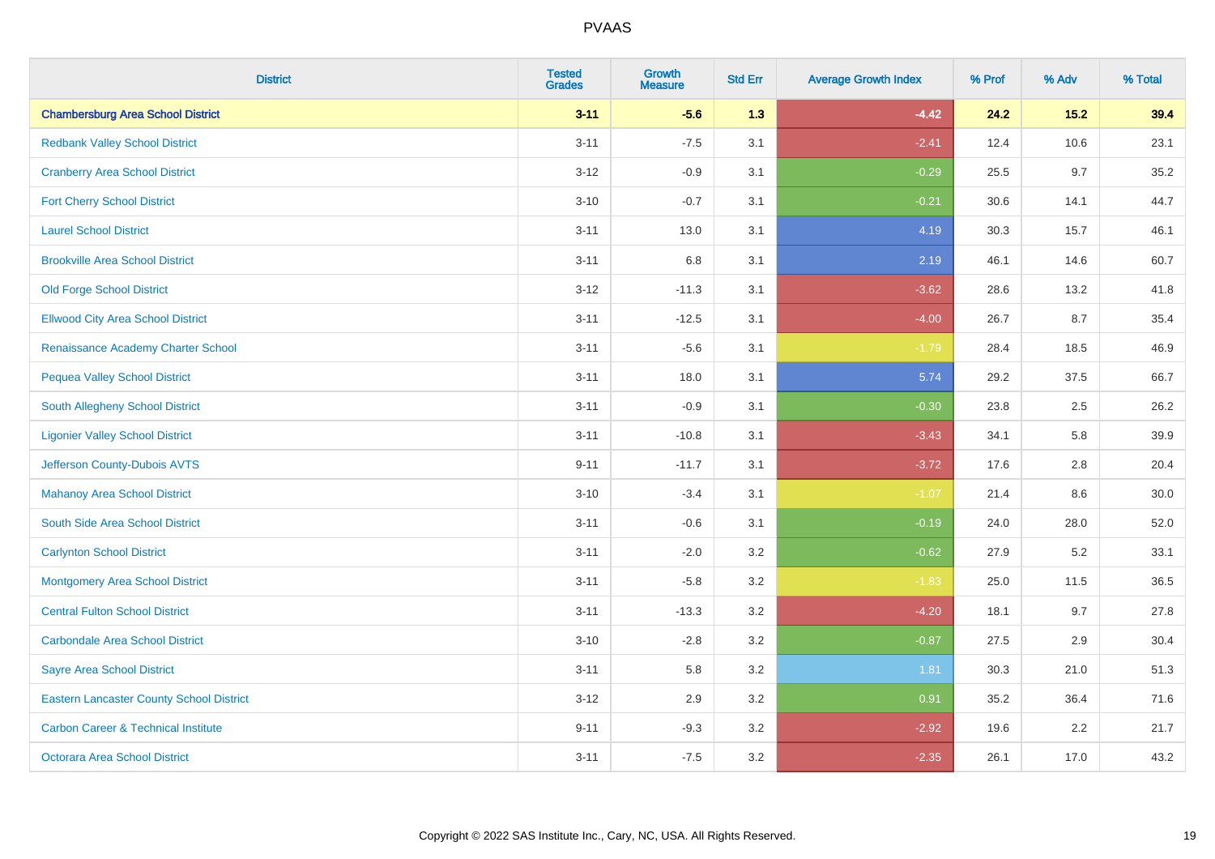# PVAAS

| District | Tested Grades | Growth Measure | Std Err | Average Growth Index | % Prof | % Adv | % Total |
|---|---|---|---|---|---|---|---|
| **Chambersburg Area School District** | **3-11** | **-5.6** | **1.3** | **-4.42** | **24.2** | **15.2** | **39.4** |
| Redbank Valley School District | 3-11 | -7.5 | 3.1 | -2.41 | 12.4 | 10.6 | 23.1 |
| Cranberry Area School District | 3-12 | -0.9 | 3.1 | -0.29 | 25.5 | 9.7 | 35.2 |
| Fort Cherry School District | 3-10 | -0.7 | 3.1 | -0.21 | 30.6 | 14.1 | 44.7 |
| Laurel School District | 3-11 | 13.0 | 3.1 | 4.19 | 30.3 | 15.7 | 46.1 |
| Brookville Area School District | 3-11 | 6.8 | 3.1 | 2.19 | 46.1 | 14.6 | 60.7 |
| Old Forge School District | 3-12 | -11.3 | 3.1 | -3.62 | 28.6 | 13.2 | 41.8 |
| Ellwood City Area School District | 3-11 | -12.5 | 3.1 | -4.00 | 26.7 | 8.7 | 35.4 |
| Renaissance Academy Charter School | 3-11 | -5.6 | 3.1 | -1.79 | 28.4 | 18.5 | 46.9 |
| Pequea Valley School District | 3-11 | 18.0 | 3.1 | 5.74 | 29.2 | 37.5 | 66.7 |
| South Allegheny School District | 3-11 | -0.9 | 3.1 | -0.30 | 23.8 | 2.5 | 26.2 |
| Ligonier Valley School District | 3-11 | -10.8 | 3.1 | -3.43 | 34.1 | 5.8 | 39.9 |
| Jefferson County-Dubois AVTS | 9-11 | -11.7 | 3.1 | -3.72 | 17.6 | 2.8 | 20.4 |
| Mahanoy Area School District | 3-10 | -3.4 | 3.1 | -1.07 | 21.4 | 8.6 | 30.0 |
| South Side Area School District | 3-11 | -0.6 | 3.1 | -0.19 | 24.0 | 28.0 | 52.0 |
| Carlynton School District | 3-11 | -2.0 | 3.2 | -0.62 | 27.9 | 5.2 | 33.1 |
| Montgomery Area School District | 3-11 | -5.8 | 3.2 | -1.83 | 25.0 | 11.5 | 36.5 |
| Central Fulton School District | 3-11 | -13.3 | 3.2 | -4.20 | 18.1 | 9.7 | 27.8 |
| Carbondale Area School District | 3-10 | -2.8 | 3.2 | -0.87 | 27.5 | 2.9 | 30.4 |
| Sayre Area School District | 3-11 | 5.8 | 3.2 | 1.81 | 30.3 | 21.0 | 51.3 |
| Eastern Lancaster County School District | 3-12 | 2.9 | 3.2 | 0.91 | 35.2 | 36.4 | 71.6 |
| Carbon Career & Technical Institute | 9-11 | -9.3 | 3.2 | -2.92 | 19.6 | 2.2 | 21.7 |
| Octorara Area School District | 3-11 | -7.5 | 3.2 | -2.35 | 26.1 | 17.0 | 43.2 |

Copyright © 2022 SAS Institute Inc., Cary, NC, USA. All Rights Reserved.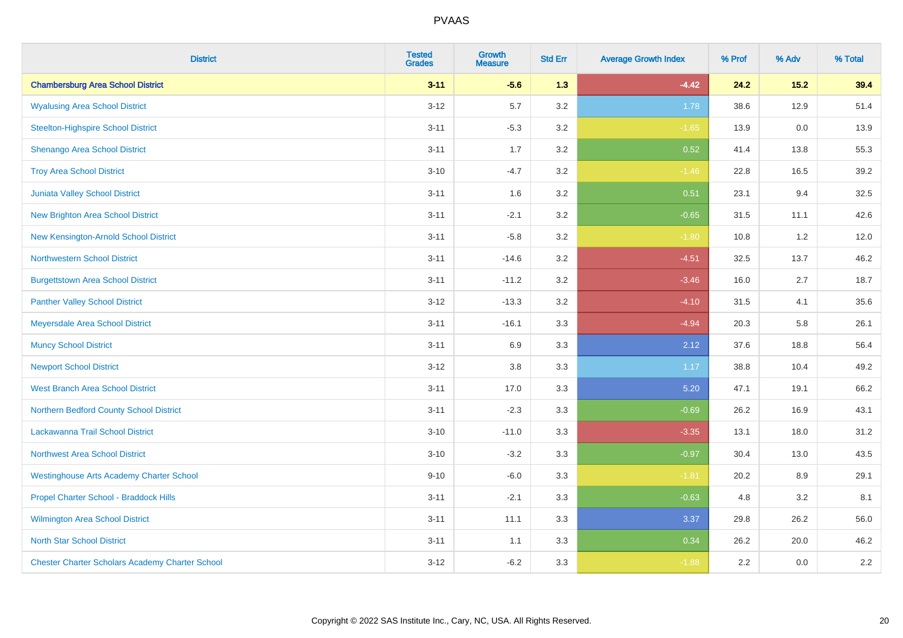# PVAAS

| District | Tested Grades | Growth Measure | Std Err | Average Growth Index | % Prof | % Adv | % Total |
|---|---|---|---|---|---|---|---|
| **Chambersburg Area School District** | **3-11** | **-5.6** | **1.3** | **-4.42** | **24.2** | **15.2** | **39.4** |
| Wyalusing Area School District | 3-12 | 5.7 | 3.2 | 1.78 | 38.6 | 12.9 | 51.4 |
| Steelton-Highspire School District | 3-11 | -5.3 | 3.2 | -1.65 | 13.9 | 0.0 | 13.9 |
| Shenango Area School District | 3-11 | 1.7 | 3.2 | 0.52 | 41.4 | 13.8 | 55.3 |
| Troy Area School District | 3-10 | -4.7 | 3.2 | -1.46 | 22.8 | 16.5 | 39.2 |
| Juniata Valley School District | 3-11 | 1.6 | 3.2 | 0.51 | 23.1 | 9.4 | 32.5 |
| New Brighton Area School District | 3-11 | -2.1 | 3.2 | -0.65 | 31.5 | 11.1 | 42.6 |
| New Kensington-Arnold School District | 3-11 | -5.8 | 3.2 | -1.80 | 10.8 | 1.2 | 12.0 |
| Northwestern School District | 3-11 | -14.6 | 3.2 | -4.51 | 32.5 | 13.7 | 46.2 |
| Burgettstown Area School District | 3-11 | -11.2 | 3.2 | -3.46 | 16.0 | 2.7 | 18.7 |
| Panther Valley School District | 3-12 | -13.3 | 3.2 | -4.10 | 31.5 | 4.1 | 35.6 |
| Meyersdale Area School District | 3-11 | -16.1 | 3.3 | -4.94 | 20.3 | 5.8 | 26.1 |
| Muncy School District | 3-11 | 6.9 | 3.3 | 2.12 | 37.6 | 18.8 | 56.4 |
| Newport School District | 3-12 | 3.8 | 3.3 | 1.17 | 38.8 | 10.4 | 49.2 |
| West Branch Area School District | 3-11 | 17.0 | 3.3 | 5.20 | 47.1 | 19.1 | 66.2 |
| Northern Bedford County School District | 3-11 | -2.3 | 3.3 | -0.69 | 26.2 | 16.9 | 43.1 |
| Lackawanna Trail School District | 3-10 | -11.0 | 3.3 | -3.35 | 13.1 | 18.0 | 31.2 |
| Northwest Area School District | 3-10 | -3.2 | 3.3 | -0.97 | 30.4 | 13.0 | 43.5 |
| Westinghouse Arts Academy Charter School | 9-10 | -6.0 | 3.3 | -1.81 | 20.2 | 8.9 | 29.1 |
| Propel Charter School - Braddock Hills | 3-11 | -2.1 | 3.3 | -0.63 | 4.8 | 3.2 | 8.1 |
| Wilmington Area School District | 3-11 | 11.1 | 3.3 | 3.37 | 29.8 | 26.2 | 56.0 |
| North Star School District | 3-11 | 1.1 | 3.3 | 0.34 | 26.2 | 20.0 | 46.2 |
| Chester Charter Scholars Academy Charter School | 3-12 | -6.2 | 3.3 | -1.88 | 2.2 | 0.0 | 2.2 |

Copyright © 2022 SAS Institute Inc., Cary, NC, USA. All Rights Reserved.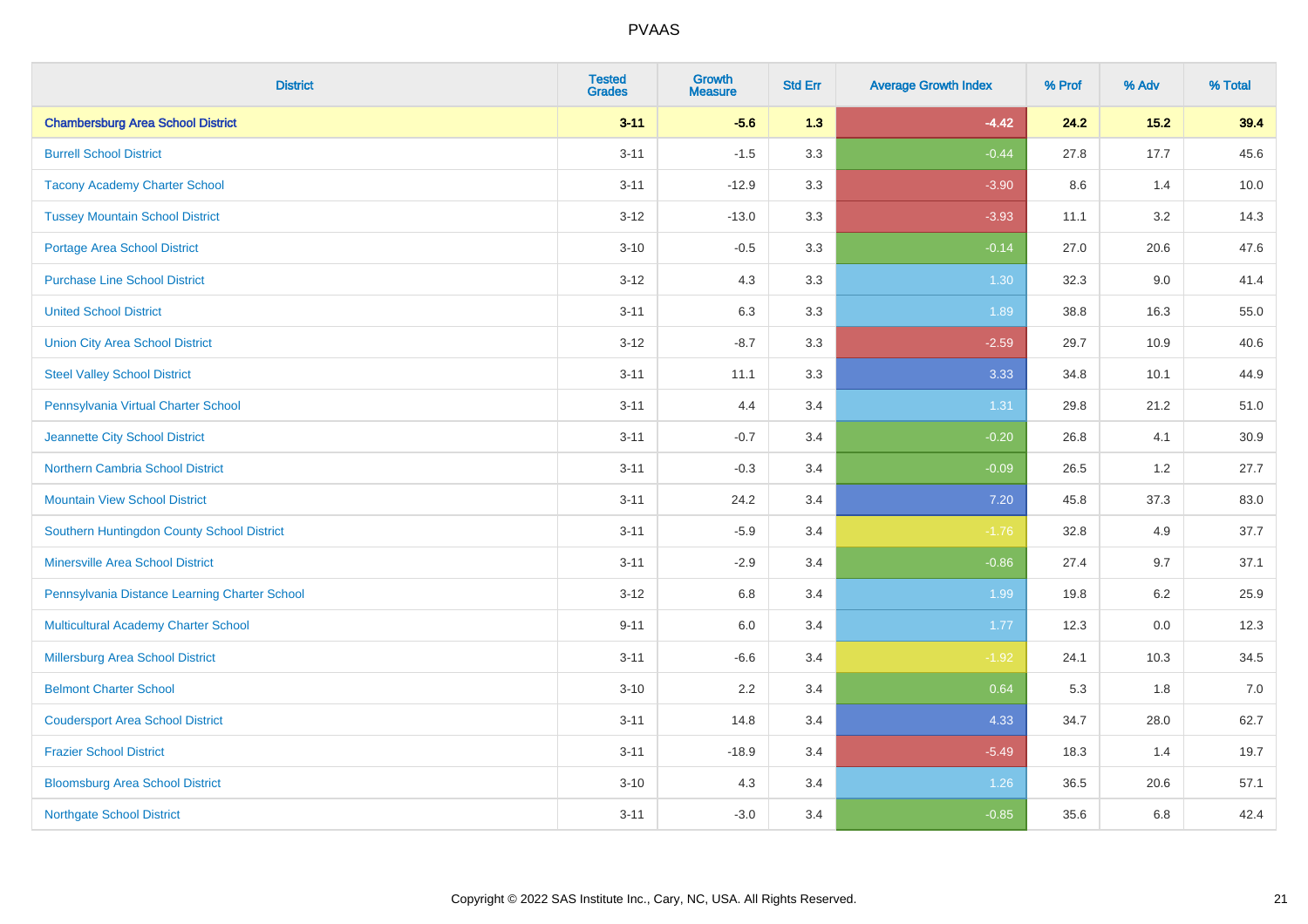# PVAAS

| District | Tested Grades | Growth Measure | Std Err | Average Growth Index | % Prof | % Adv | % Total |
|---|---|---|---|---|---|---|---|
| **Chambersburg Area School District** | **3-11** | **-5.6** | **1.3** | **-4.42** | **24.2** | **15.2** | **39.4** |
| Burrell School District | 3-11 | -1.5 | 3.3 | -0.44 | 27.8 | 17.7 | 45.6 |
| Tacony Academy Charter School | 3-11 | -12.9 | 3.3 | -3.90 | 8.6 | 1.4 | 10.0 |
| Tussey Mountain School District | 3-12 | -13.0 | 3.3 | -3.93 | 11.1 | 3.2 | 14.3 |
| Portage Area School District | 3-10 | -0.5 | 3.3 | -0.14 | 27.0 | 20.6 | 47.6 |
| Purchase Line School District | 3-12 | 4.3 | 3.3 | 1.30 | 32.3 | 9.0 | 41.4 |
| United School District | 3-11 | 6.3 | 3.3 | 1.89 | 38.8 | 16.3 | 55.0 |
| Union City Area School District | 3-12 | -8.7 | 3.3 | -2.59 | 29.7 | 10.9 | 40.6 |
| Steel Valley School District | 3-11 | 11.1 | 3.3 | 3.33 | 34.8 | 10.1 | 44.9 |
| Pennsylvania Virtual Charter School | 3-11 | 4.4 | 3.4 | 1.31 | 29.8 | 21.2 | 51.0 |
| Jeannette City School District | 3-11 | -0.7 | 3.4 | -0.20 | 26.8 | 4.1 | 30.9 |
| Northern Cambria School District | 3-11 | -0.3 | 3.4 | -0.09 | 26.5 | 1.2 | 27.7 |
| Mountain View School District | 3-11 | 24.2 | 3.4 | 7.20 | 45.8 | 37.3 | 83.0 |
| Southern Huntingdon County School District | 3-11 | -5.9 | 3.4 | -1.76 | 32.8 | 4.9 | 37.7 |
| Minersville Area School District | 3-11 | -2.9 | 3.4 | -0.86 | 27.4 | 9.7 | 37.1 |
| Pennsylvania Distance Learning Charter School | 3-12 | 6.8 | 3.4 | 1.99 | 19.8 | 6.2 | 25.9 |
| Multicultural Academy Charter School | 9-11 | 6.0 | 3.4 | 1.77 | 12.3 | 0.0 | 12.3 |
| Millersburg Area School District | 3-11 | -6.6 | 3.4 | -1.92 | 24.1 | 10.3 | 34.5 |
| Belmont Charter School | 3-10 | 2.2 | 3.4 | 0.64 | 5.3 | 1.8 | 7.0 |
| Coudersport Area School District | 3-11 | 14.8 | 3.4 | 4.33 | 34.7 | 28.0 | 62.7 |
| Frazier School District | 3-11 | -18.9 | 3.4 | -5.49 | 18.3 | 1.4 | 19.7 |
| Bloomsburg Area School District | 3-10 | 4.3 | 3.4 | 1.26 | 36.5 | 20.6 | 57.1 |
| Northgate School District | 3-11 | -3.0 | 3.4 | -0.85 | 35.6 | 6.8 | 42.4 |

Copyright © 2022 SAS Institute Inc., Cary, NC, USA. All Rights Reserved.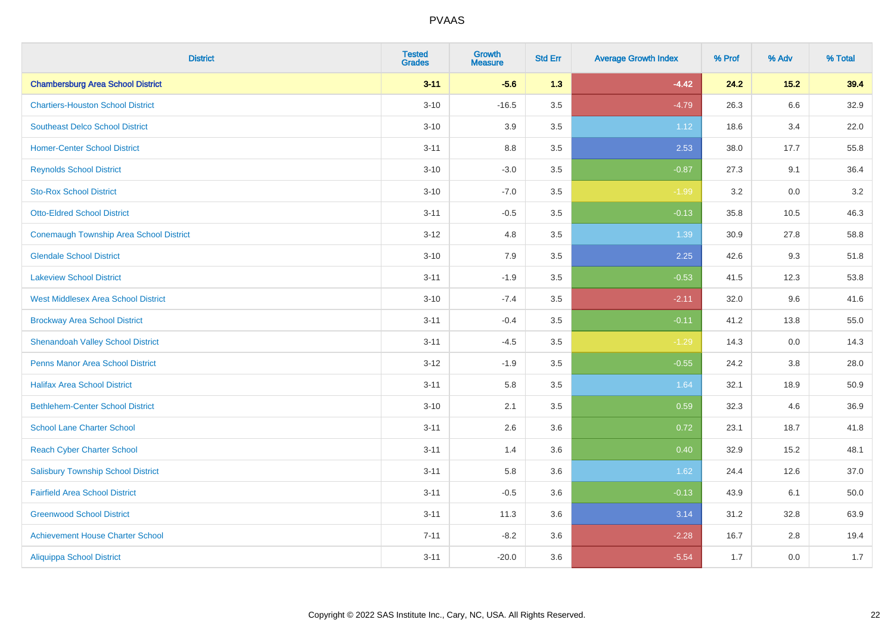| District | Tested Grades | Growth Measure | Std Err | Average Growth Index | % Prof | % Adv | % Total |
|---|---|---|---|---|---|---|---|
| **Chambersburg Area School District** | **3-11** | **-5.6** | **1.3** | **-4.42** | **24.2** | **15.2** | **39.4** |
| Chartiers-Houston School District | 3-10 | -16.5 | 3.5 | -4.79 | 26.3 | 6.6 | 32.9 |
| Southeast Delco School District | 3-10 | 3.9 | 3.5 | 1.12 | 18.6 | 3.4 | 22.0 |
| Homer-Center School District | 3-11 | 8.8 | 3.5 | 2.53 | 38.0 | 17.7 | 55.8 |
| Reynolds School District | 3-10 | -3.0 | 3.5 | -0.87 | 27.3 | 9.1 | 36.4 |
| Sto-Rox School District | 3-10 | -7.0 | 3.5 | -1.99 | 3.2 | 0.0 | 3.2 |
| Otto-Eldred School District | 3-11 | -0.5 | 3.5 | -0.13 | 35.8 | 10.5 | 46.3 |
| Conemaugh Township Area School District | 3-12 | 4.8 | 3.5 | 1.39 | 30.9 | 27.8 | 58.8 |
| Glendale School District | 3-10 | 7.9 | 3.5 | 2.25 | 42.6 | 9.3 | 51.8 |
| Lakeview School District | 3-11 | -1.9 | 3.5 | -0.53 | 41.5 | 12.3 | 53.8 |
| West Middlesex Area School District | 3-10 | -7.4 | 3.5 | -2.11 | 32.0 | 9.6 | 41.6 |
| Brockway Area School District | 3-11 | -0.4 | 3.5 | -0.11 | 41.2 | 13.8 | 55.0 |
| Shenandoah Valley School District | 3-11 | -4.5 | 3.5 | -1.29 | 14.3 | 0.0 | 14.3 |
| Penns Manor Area School District | 3-12 | -1.9 | 3.5 | -0.55 | 24.2 | 3.8 | 28.0 |
| Halifax Area School District | 3-11 | 5.8 | 3.5 | 1.64 | 32.1 | 18.9 | 50.9 |
| Bethlehem-Center School District | 3-10 | 2.1 | 3.5 | 0.59 | 32.3 | 4.6 | 36.9 |
| School Lane Charter School | 3-11 | 2.6 | 3.6 | 0.72 | 23.1 | 18.7 | 41.8 |
| Reach Cyber Charter School | 3-11 | 1.4 | 3.6 | 0.40 | 32.9 | 15.2 | 48.1 |
| Salisbury Township School District | 3-11 | 5.8 | 3.6 | 1.62 | 24.4 | 12.6 | 37.0 |
| Fairfield Area School District | 3-11 | -0.5 | 3.6 | -0.13 | 43.9 | 6.1 | 50.0 |
| Greenwood School District | 3-11 | 11.3 | 3.6 | 3.14 | 31.2 | 32.8 | 63.9 |
| Achievement House Charter School | 7-11 | -8.2 | 3.6 | -2.28 | 16.7 | 2.8 | 19.4 |
| Aliquippa School District | 3-11 | -20.0 | 3.6 | -5.54 | 1.7 | 0.0 | 1.7 |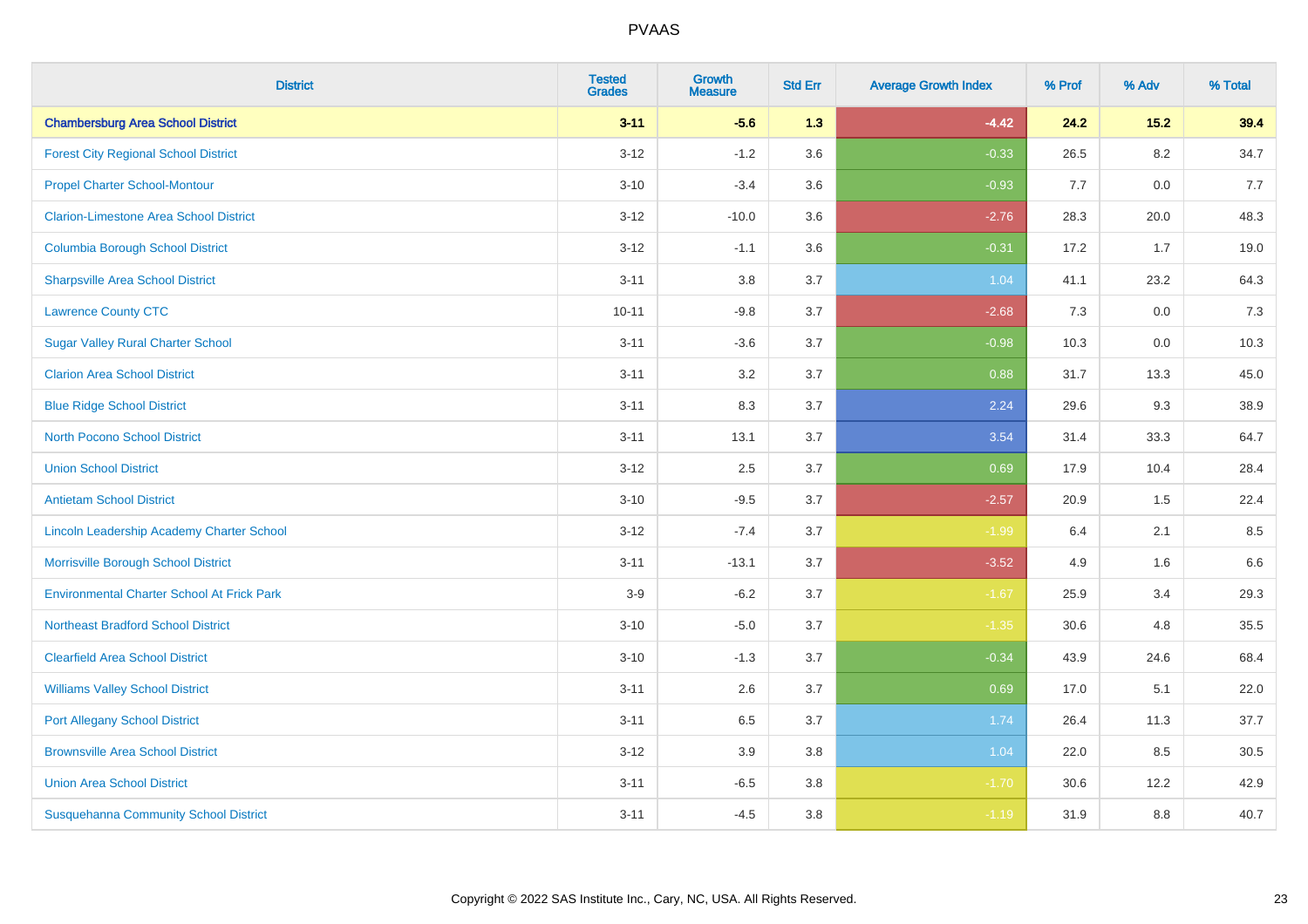# PVAAS

| District | Tested Grades | Growth Measure | Std Err | Average Growth Index | % Prof | % Adv | % Total |
|---|---|---|---|---|---|---|---|
| **Chambersburg Area School District** | **3-11** | **-5.6** | **1.3** | **-4.42** | **24.2** | **15.2** | **39.4** |
| Forest City Regional School District | 3-12 | -1.2 | 3.6 | -0.33 | 26.5 | 8.2 | 34.7 |
| Propel Charter School-Montour | 3-10 | -3.4 | 3.6 | -0.93 | 7.7 | 0.0 | 7.7 |
| Clarion-Limestone Area School District | 3-12 | -10.0 | 3.6 | -2.76 | 28.3 | 20.0 | 48.3 |
| Columbia Borough School District | 3-12 | -1.1 | 3.6 | -0.31 | 17.2 | 1.7 | 19.0 |
| Sharpsville Area School District | 3-11 | 3.8 | 3.7 | 1.04 | 41.1 | 23.2 | 64.3 |
| Lawrence County CTC | 10-11 | -9.8 | 3.7 | -2.68 | 7.3 | 0.0 | 7.3 |
| Sugar Valley Rural Charter School | 3-11 | -3.6 | 3.7 | -0.98 | 10.3 | 0.0 | 10.3 |
| Clarion Area School District | 3-11 | 3.2 | 3.7 | 0.88 | 31.7 | 13.3 | 45.0 |
| Blue Ridge School District | 3-11 | 8.3 | 3.7 | 2.24 | 29.6 | 9.3 | 38.9 |
| North Pocono School District | 3-11 | 13.1 | 3.7 | 3.54 | 31.4 | 33.3 | 64.7 |
| Union School District | 3-12 | 2.5 | 3.7 | 0.69 | 17.9 | 10.4 | 28.4 |
| Antietam School District | 3-10 | -9.5 | 3.7 | -2.57 | 20.9 | 1.5 | 22.4 |
| Lincoln Leadership Academy Charter School | 3-12 | -7.4 | 3.7 | -1.99 | 6.4 | 2.1 | 8.5 |
| Morrisville Borough School District | 3-11 | -13.1 | 3.7 | -3.52 | 4.9 | 1.6 | 6.6 |
| Environmental Charter School At Frick Park | 3-9 | -6.2 | 3.7 | -1.67 | 25.9 | 3.4 | 29.3 |
| Northeast Bradford School District | 3-10 | -5.0 | 3.7 | -1.35 | 30.6 | 4.8 | 35.5 |
| Clearfield Area School District | 3-10 | -1.3 | 3.7 | -0.34 | 43.9 | 24.6 | 68.4 |
| Williams Valley School District | 3-11 | 2.6 | 3.7 | 0.69 | 17.0 | 5.1 | 22.0 |
| Port Allegany School District | 3-11 | 6.5 | 3.7 | 1.74 | 26.4 | 11.3 | 37.7 |
| Brownsville Area School District | 3-12 | 3.9 | 3.8 | 1.04 | 22.0 | 8.5 | 30.5 |
| Union Area School District | 3-11 | -6.5 | 3.8 | -1.70 | 30.6 | 12.2 | 42.9 |
| Susquehanna Community School District | 3-11 | -4.5 | 3.8 | -1.19 | 31.9 | 8.8 | 40.7 |

Copyright © 2022 SAS Institute Inc., Cary, NC, USA. All Rights Reserved.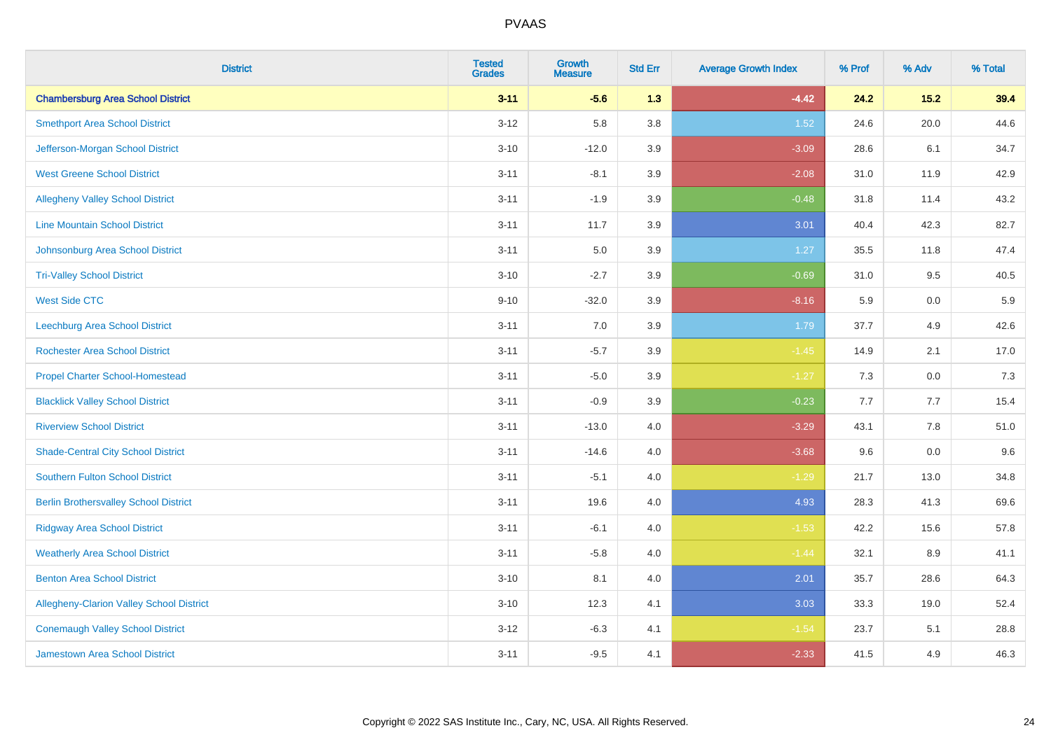| District | Tested Grades | Growth Measure | Std Err | Average Growth Index | % Prof | % Adv | % Total |
|---|---|---|---|---|---|---|---|
| **Chambersburg Area School District** | **3-11** | **-5.6** | **1.3** | **-4.42** | **24.2** | **15.2** | **39.4** |
| Smethport Area School District | 3-12 | 5.8 | 3.8 | 1.52 | 24.6 | 20.0 | 44.6 |
| Jefferson-Morgan School District | 3-10 | -12.0 | 3.9 | -3.09 | 28.6 | 6.1 | 34.7 |
| West Greene School District | 3-11 | -8.1 | 3.9 | -2.08 | 31.0 | 11.9 | 42.9 |
| Allegheny Valley School District | 3-11 | -1.9 | 3.9 | -0.48 | 31.8 | 11.4 | 43.2 |
| Line Mountain School District | 3-11 | 11.7 | 3.9 | 3.01 | 40.4 | 42.3 | 82.7 |
| Johnsonburg Area School District | 3-11 | 5.0 | 3.9 | 1.27 | 35.5 | 11.8 | 47.4 |
| Tri-Valley School District | 3-10 | -2.7 | 3.9 | -0.69 | 31.0 | 9.5 | 40.5 |
| West Side CTC | 9-10 | -32.0 | 3.9 | -8.16 | 5.9 | 0.0 | 5.9 |
| Leechburg Area School District | 3-11 | 7.0 | 3.9 | 1.79 | 37.7 | 4.9 | 42.6 |
| Rochester Area School District | 3-11 | -5.7 | 3.9 | -1.45 | 14.9 | 2.1 | 17.0 |
| Propel Charter School-Homestead | 3-11 | -5.0 | 3.9 | -1.27 | 7.3 | 0.0 | 7.3 |
| Blacklick Valley School District | 3-11 | -0.9 | 3.9 | -0.23 | 7.7 | 7.7 | 15.4 |
| Riverview School District | 3-11 | -13.0 | 4.0 | -3.29 | 43.1 | 7.8 | 51.0 |
| Shade-Central City School District | 3-11 | -14.6 | 4.0 | -3.68 | 9.6 | 0.0 | 9.6 |
| Southern Fulton School District | 3-11 | -5.1 | 4.0 | -1.29 | 21.7 | 13.0 | 34.8 |
| Berlin Brothersvalley School District | 3-11 | 19.6 | 4.0 | 4.93 | 28.3 | 41.3 | 69.6 |
| Ridgway Area School District | 3-11 | -6.1 | 4.0 | -1.53 | 42.2 | 15.6 | 57.8 |
| Weatherly Area School District | 3-11 | -5.8 | 4.0 | -1.44 | 32.1 | 8.9 | 41.1 |
| Benton Area School District | 3-10 | 8.1 | 4.0 | 2.01 | 35.7 | 28.6 | 64.3 |
| Allegheny-Clarion Valley School District | 3-10 | 12.3 | 4.1 | 3.03 | 33.3 | 19.0 | 52.4 |
| Conemaugh Valley School District | 3-12 | -6.3 | 4.1 | -1.54 | 23.7 | 5.1 | 28.8 |
| Jamestown Area School District | 3-11 | -9.5 | 4.1 | -2.33 | 41.5 | 4.9 | 46.3 |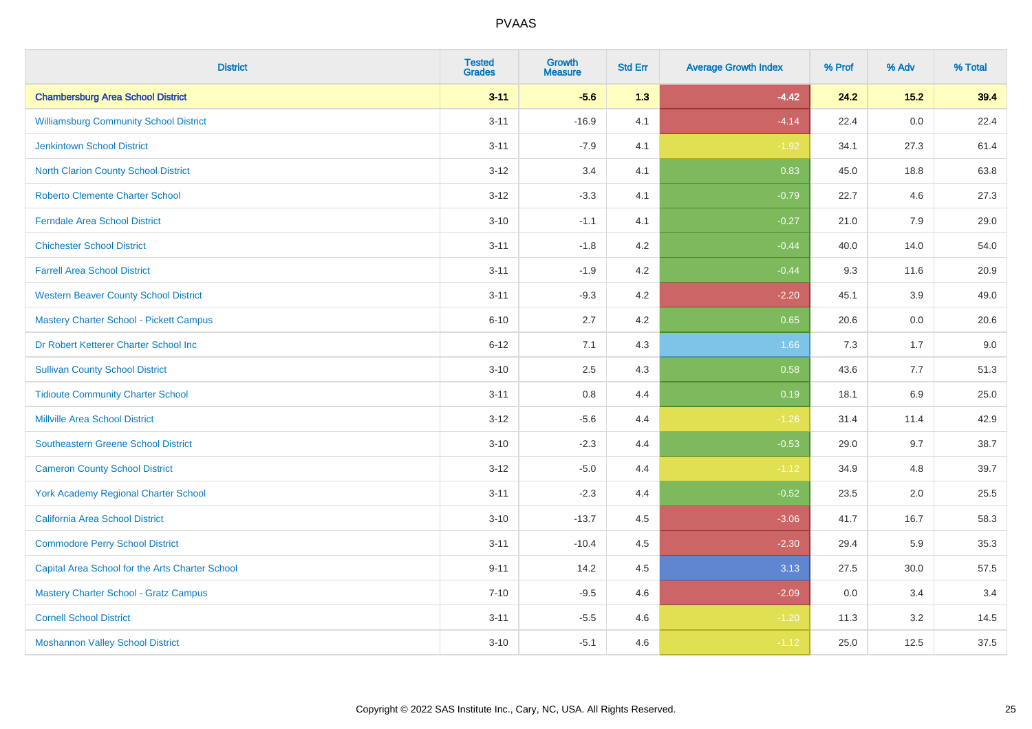# PVAAS

| District | Tested Grades | Growth Measure | Std Err | Average Growth Index | % Prof | % Adv | % Total |
|---|---|---|---|---|---|---|---|
| **Chambersburg Area School District** | **3-11** | **-5.6** | **1.3** | **-4.42** | **24.2** | **15.2** | **39.4** |
| Williamsburg Community School District | 3-11 | -16.9 | 4.1 | -4.14 | 22.4 | 0.0 | 22.4 |
| Jenkintown School District | 3-11 | -7.9 | 4.1 | -1.92 | 34.1 | 27.3 | 61.4 |
| North Clarion County School District | 3-12 | 3.4 | 4.1 | 0.83 | 45.0 | 18.8 | 63.8 |
| Roberto Clemente Charter School | 3-12 | -3.3 | 4.1 | -0.79 | 22.7 | 4.6 | 27.3 |
| Ferndale Area School District | 3-10 | -1.1 | 4.1 | -0.27 | 21.0 | 7.9 | 29.0 |
| Chichester School District | 3-11 | -1.8 | 4.2 | -0.44 | 40.0 | 14.0 | 54.0 |
| Farrell Area School District | 3-11 | -1.9 | 4.2 | -0.44 | 9.3 | 11.6 | 20.9 |
| Western Beaver County School District | 3-11 | -9.3 | 4.2 | -2.20 | 45.1 | 3.9 | 49.0 |
| Mastery Charter School - Pickett Campus | 6-10 | 2.7 | 4.2 | 0.65 | 20.6 | 0.0 | 20.6 |
| Dr Robert Ketterer Charter School Inc | 6-12 | 7.1 | 4.3 | 1.66 | 7.3 | 1.7 | 9.0 |
| Sullivan County School District | 3-10 | 2.5 | 4.3 | 0.58 | 43.6 | 7.7 | 51.3 |
| Tidioute Community Charter School | 3-11 | 0.8 | 4.4 | 0.19 | 18.1 | 6.9 | 25.0 |
| Millville Area School District | 3-12 | -5.6 | 4.4 | -1.26 | 31.4 | 11.4 | 42.9 |
| Southeastern Greene School District | 3-10 | -2.3 | 4.4 | -0.53 | 29.0 | 9.7 | 38.7 |
| Cameron County School District | 3-12 | -5.0 | 4.4 | -1.12 | 34.9 | 4.8 | 39.7 |
| York Academy Regional Charter School | 3-11 | -2.3 | 4.4 | -0.52 | 23.5 | 2.0 | 25.5 |
| California Area School District | 3-10 | -13.7 | 4.5 | -3.06 | 41.7 | 16.7 | 58.3 |
| Commodore Perry School District | 3-11 | -10.4 | 4.5 | -2.30 | 29.4 | 5.9 | 35.3 |
| Capital Area School for the Arts Charter School | 9-11 | 14.2 | 4.5 | 3.13 | 27.5 | 30.0 | 57.5 |
| Mastery Charter School - Gratz Campus | 7-10 | -9.5 | 4.6 | -2.09 | 0.0 | 3.4 | 3.4 |
| Cornell School District | 3-11 | -5.5 | 4.6 | -1.20 | 11.3 | 3.2 | 14.5 |
| Moshannon Valley School District | 3-10 | -5.1 | 4.6 | -1.12 | 25.0 | 12.5 | 37.5 |

Copyright © 2022 SAS Institute Inc., Cary, NC, USA. All Rights Reserved.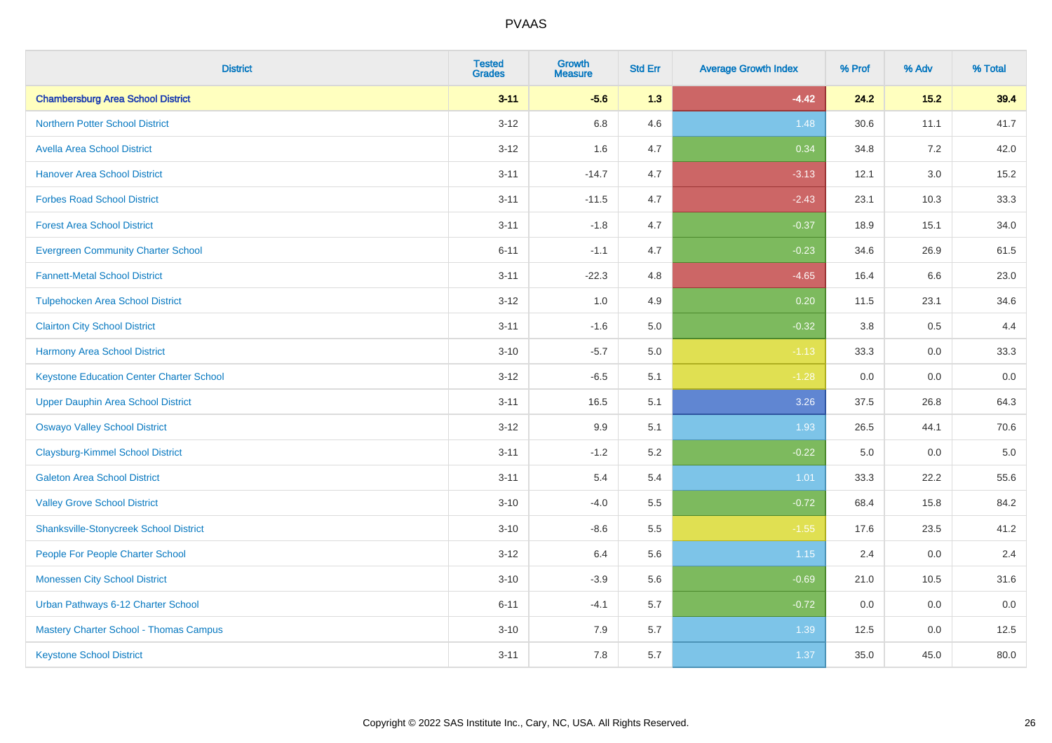# PVAAS

| District | Tested Grades | Growth Measure | Std Err | Average Growth Index | % Prof | % Adv | % Total |
|---|---|---|---|---|---|---|---|
| **Chambersburg Area School District** | **3-11** | **-5.6** | **1.3** | **-4.42** | **24.2** | **15.2** | **39.4** |
| Northern Potter School District | 3-12 | 6.8 | 4.6 | 1.48 | 30.6 | 11.1 | 41.7 |
| Avella Area School District | 3-12 | 1.6 | 4.7 | 0.34 | 34.8 | 7.2 | 42.0 |
| Hanover Area School District | 3-11 | -14.7 | 4.7 | -3.13 | 12.1 | 3.0 | 15.2 |
| Forbes Road School District | 3-11 | -11.5 | 4.7 | -2.43 | 23.1 | 10.3 | 33.3 |
| Forest Area School District | 3-11 | -1.8 | 4.7 | -0.37 | 18.9 | 15.1 | 34.0 |
| Evergreen Community Charter School | 6-11 | -1.1 | 4.7 | -0.23 | 34.6 | 26.9 | 61.5 |
| Fannett-Metal School District | 3-11 | -22.3 | 4.8 | -4.65 | 16.4 | 6.6 | 23.0 |
| Tulpehocken Area School District | 3-12 | 1.0 | 4.9 | 0.20 | 11.5 | 23.1 | 34.6 |
| Clairton City School District | 3-11 | -1.6 | 5.0 | -0.32 | 3.8 | 0.5 | 4.4 |
| Harmony Area School District | 3-10 | -5.7 | 5.0 | -1.13 | 33.3 | 0.0 | 33.3 |
| Keystone Education Center Charter School | 3-12 | -6.5 | 5.1 | -1.28 | 0.0 | 0.0 | 0.0 |
| Upper Dauphin Area School District | 3-11 | 16.5 | 5.1 | 3.26 | 37.5 | 26.8 | 64.3 |
| Oswayo Valley School District | 3-12 | 9.9 | 5.1 | 1.93 | 26.5 | 44.1 | 70.6 |
| Claysburg-Kimmel School District | 3-11 | -1.2 | 5.2 | -0.22 | 5.0 | 0.0 | 5.0 |
| Galeton Area School District | 3-11 | 5.4 | 5.4 | 1.01 | 33.3 | 22.2 | 55.6 |
| Valley Grove School District | 3-10 | -4.0 | 5.5 | -0.72 | 68.4 | 15.8 | 84.2 |
| Shanksville-Stonycreek School District | 3-10 | -8.6 | 5.5 | -1.55 | 17.6 | 23.5 | 41.2 |
| People For People Charter School | 3-12 | 6.4 | 5.6 | 1.15 | 2.4 | 0.0 | 2.4 |
| Monessen City School District | 3-10 | -3.9 | 5.6 | -0.69 | 21.0 | 10.5 | 31.6 |
| Urban Pathways 6-12 Charter School | 6-11 | -4.1 | 5.7 | -0.72 | 0.0 | 0.0 | 0.0 |
| Mastery Charter School - Thomas Campus | 3-10 | 7.9 | 5.7 | 1.39 | 12.5 | 0.0 | 12.5 |
| Keystone School District | 3-11 | 7.8 | 5.7 | 1.37 | 35.0 | 45.0 | 80.0 |

Copyright © 2022 SAS Institute Inc., Cary, NC, USA. All Rights Reserved.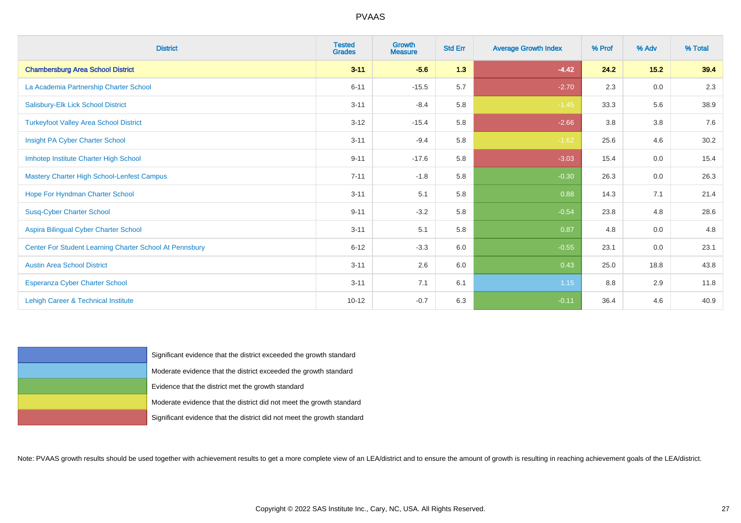PVAAS

| District | Tested Grades | Growth Measure | Std Err | Average Growth Index | % Prof | % Adv | % Total |
|---|---|---|---|---|---|---|---|
| **Chambersburg Area School District** | **3-11** | **-5.6** | **1.3** | **-4.42** | **24.2** | **15.2** | **39.4** |
| La Academia Partnership Charter School | 6-11 | -15.5 | 5.7 | -2.70 | 2.3 | 0.0 | 2.3 |
| Salisbury-Elk Lick School District | 3-11 | -8.4 | 5.8 | -1.45 | 33.3 | 5.6 | 38.9 |
| Turkeyfoot Valley Area School District | 3-12 | -15.4 | 5.8 | -2.66 | 3.8 | 3.8 | 7.6 |
| Insight PA Cyber Charter School | 3-11 | -9.4 | 5.8 | -1.62 | 25.6 | 4.6 | 30.2 |
| Imhotep Institute Charter High School | 9-11 | -17.6 | 5.8 | -3.03 | 15.4 | 0.0 | 15.4 |
| Mastery Charter High School-Lenfest Campus | 7-11 | -1.8 | 5.8 | -0.30 | 26.3 | 0.0 | 26.3 |
| Hope For Hyndman Charter School | 3-11 | 5.1 | 5.8 | 0.88 | 14.3 | 7.1 | 21.4 |
| Susq-Cyber Charter School | 9-11 | -3.2 | 5.8 | -0.54 | 23.8 | 4.8 | 28.6 |
| Aspira Bilingual Cyber Charter School | 3-11 | 5.1 | 5.8 | 0.87 | 4.8 | 0.0 | 4.8 |
| Center For Student Learning Charter School At Pennsbury | 6-12 | -3.3 | 6.0 | -0.55 | 23.1 | 0.0 | 23.1 |
| Austin Area School District | 3-11 | 2.6 | 6.0 | 0.43 | 25.0 | 18.8 | 43.8 |
| Esperanza Cyber Charter School | 3-11 | 7.1 | 6.1 | 1.15 | 8.8 | 2.9 | 11.8 |
| Lehigh Career & Technical Institute | 10-12 | -0.7 | 6.3 | -0.11 | 36.4 | 4.6 | 40.9 |

Significant evidence that the district exceeded the growth standard

Moderate evidence that the district exceeded the growth standard

Evidence that the district met the growth standard

Moderate evidence that the district did not meet the growth standard

Significant evidence that the district did not meet the growth standard

Note: PVAAS growth results should be used together with achievement results to get a more complete view of an LEA/district and to ensure the amount of growth is resulting in reaching achievement goals of the LEA/district.

Copyright © 2022 SAS Institute Inc., Cary, NC, USA. All Rights Reserved.